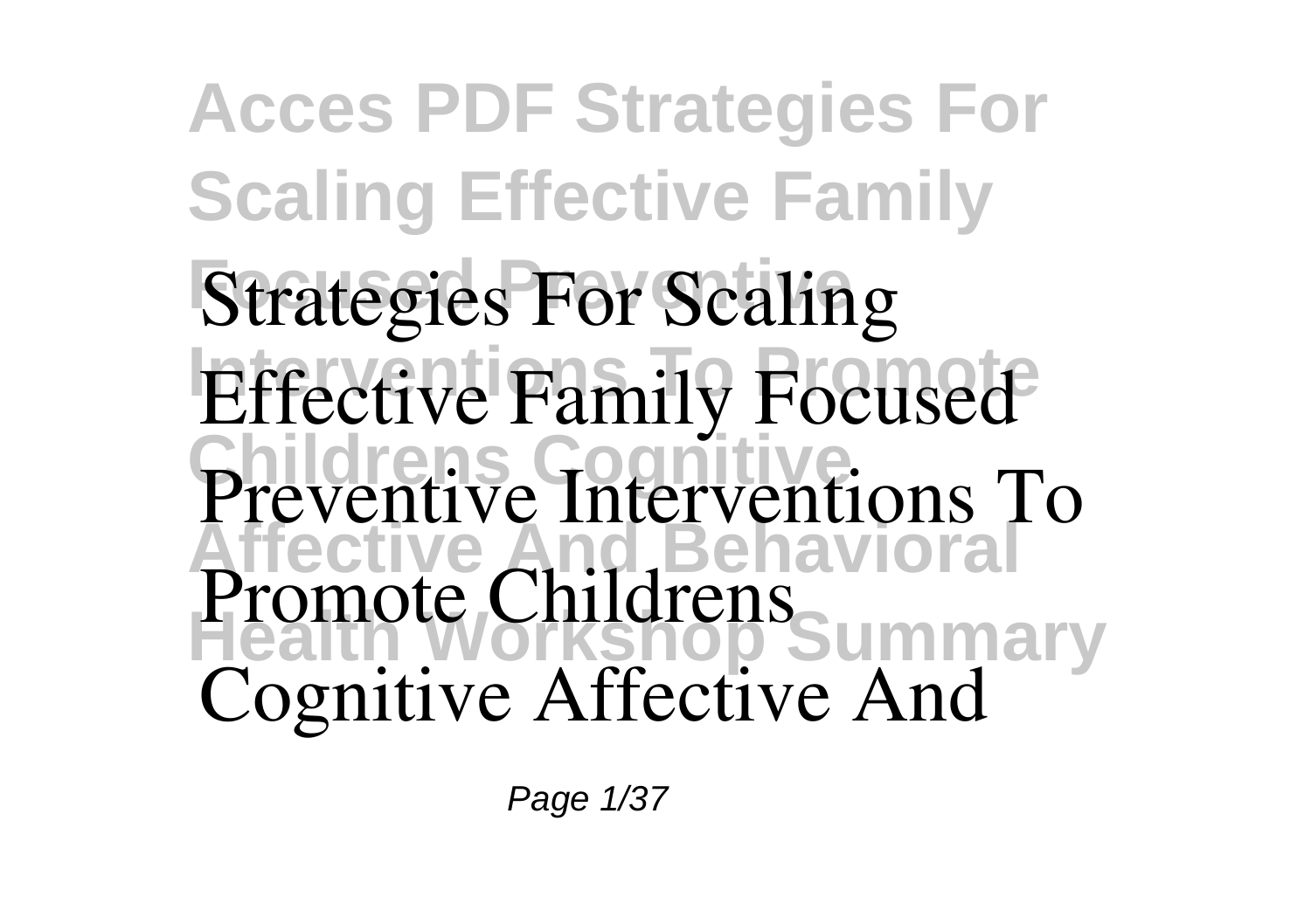# Acces PDF Strategies For Scaling Effective Family Focused Preventive Interventions To Promote Childrens Cognitive Affective And Behavioral Health Workshop Summary

**Strategies For Scaling Effective Family Focused Preventive Interventions To Promote Childrens Cognitive Affective And**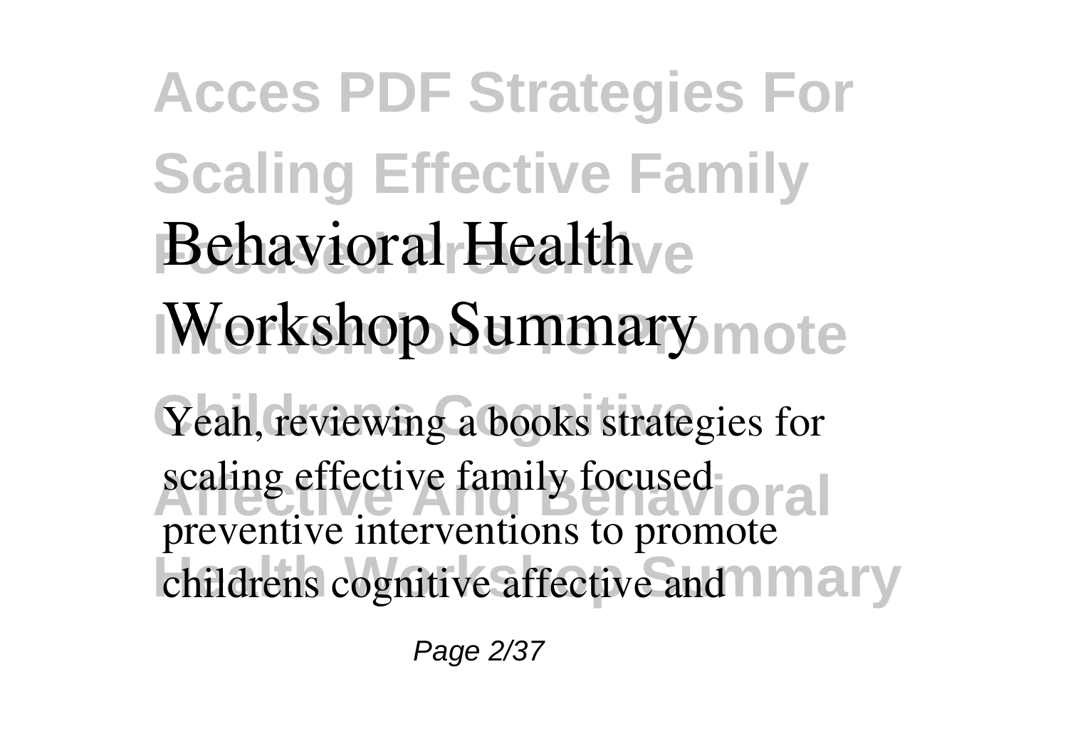Yeah, reviewing a books **strategies for scaling effective family focused preventive interventions to promote childrens cognitive affective and**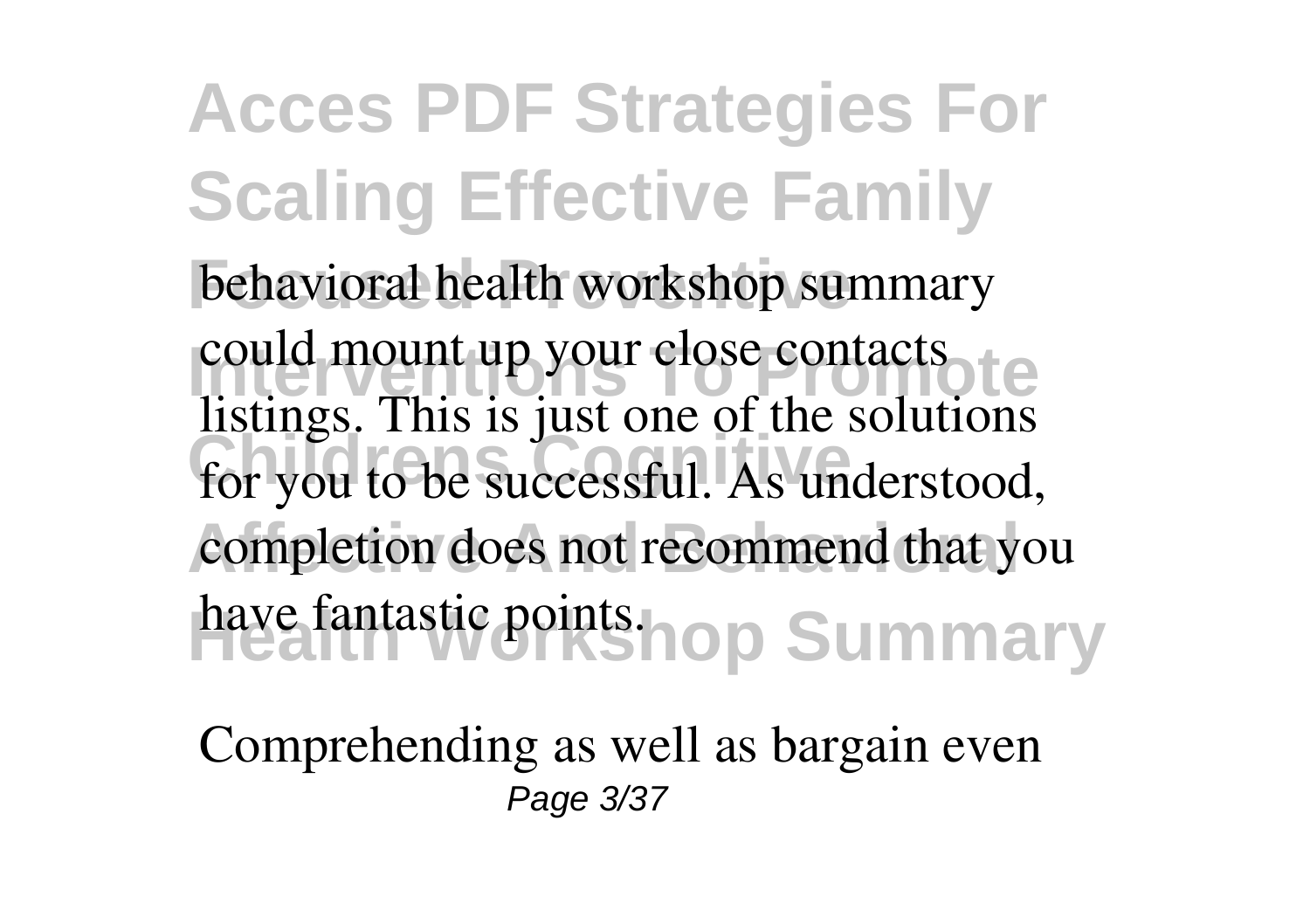behavioral health workshop summary could mount up your close contacts listings. This is just one of the solutions for you to be successful. As understood, completion does not recommend that you have fantastic points.

Comprehending as well as bargain even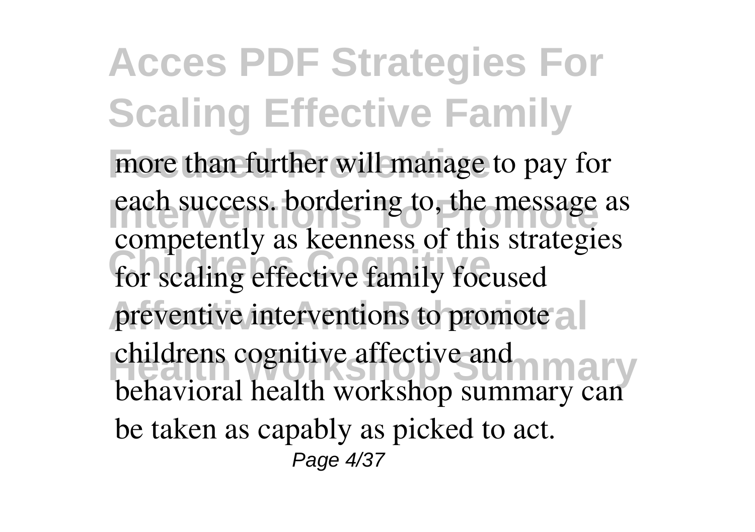more than further will manage to pay for each success. bordering to, the message as competently as keenness of this strategies for scaling effective family focused preventive interventions to promote childrens cognitive affective and behavioral health workshop summary can be taken as capably as picked to act.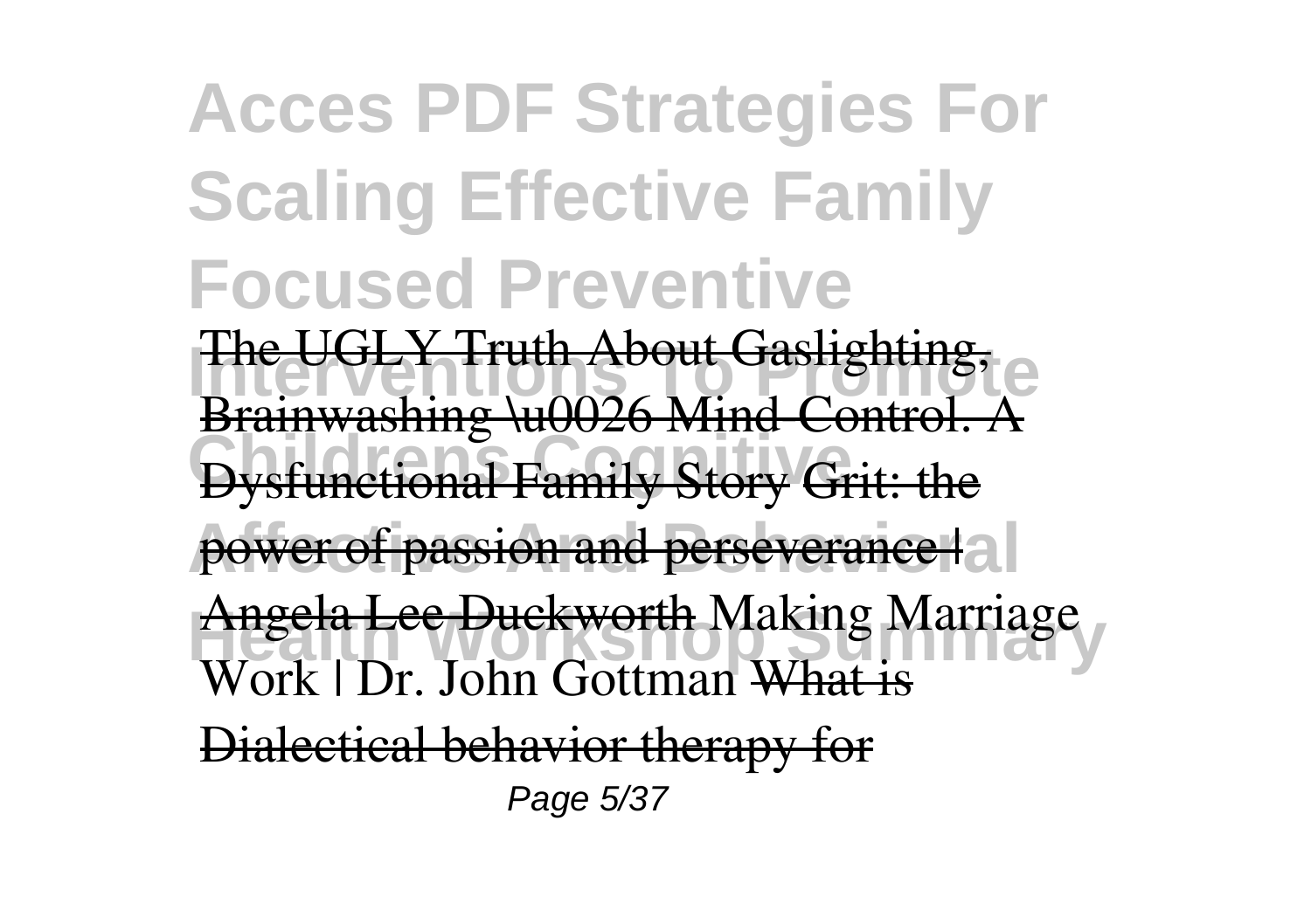# Acces PDF Strategies For Scaling Effective Family Focused Preventive Interventions To Promote Childrens Cognitive Affective And Behavioral Health Workshop Summary

~~The UGLY Truth About Gaslighting, Brainwashing \u0026 Mind-Control. A Dysfunctional Family Story~~ ~~Grit: the power of passion and perseverance | Angela Lee Duckworth~~ Making Marriage Work | Dr. John Gottman ~~What is Dialectical behavior therapy for~~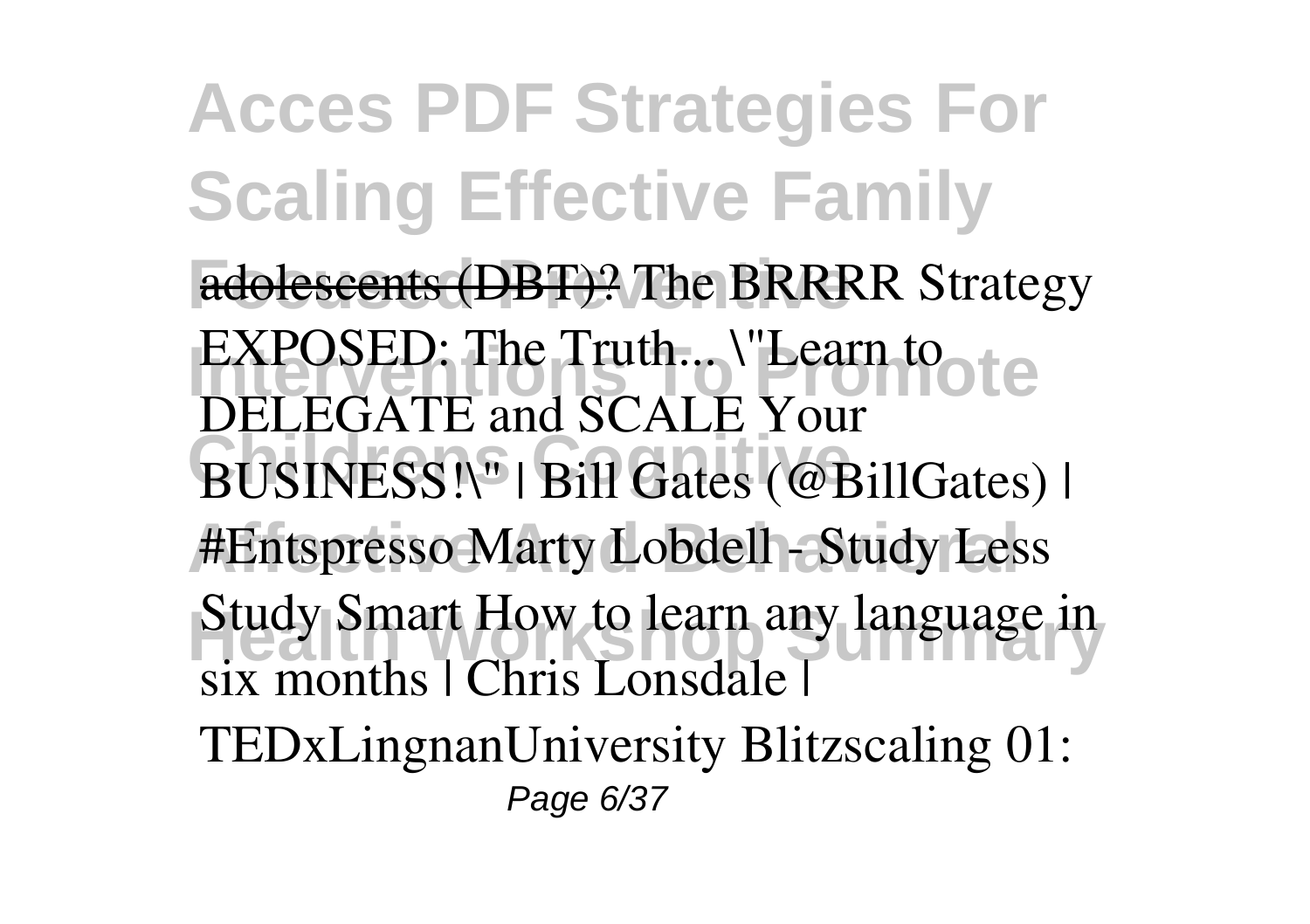adolescents (DBT)? The BRRRR Strategy EXPOSED: The Truth... \"Learn to DELEGATE and SCALE Your BUSINESS!\" | Bill Gates (@BillGates) | #Entspresso Marty Lobdell - Study Less Study Smart How to learn any language in six months | Chris Lonsdale | TEDxLingnanUniversity Blitzscaling 01: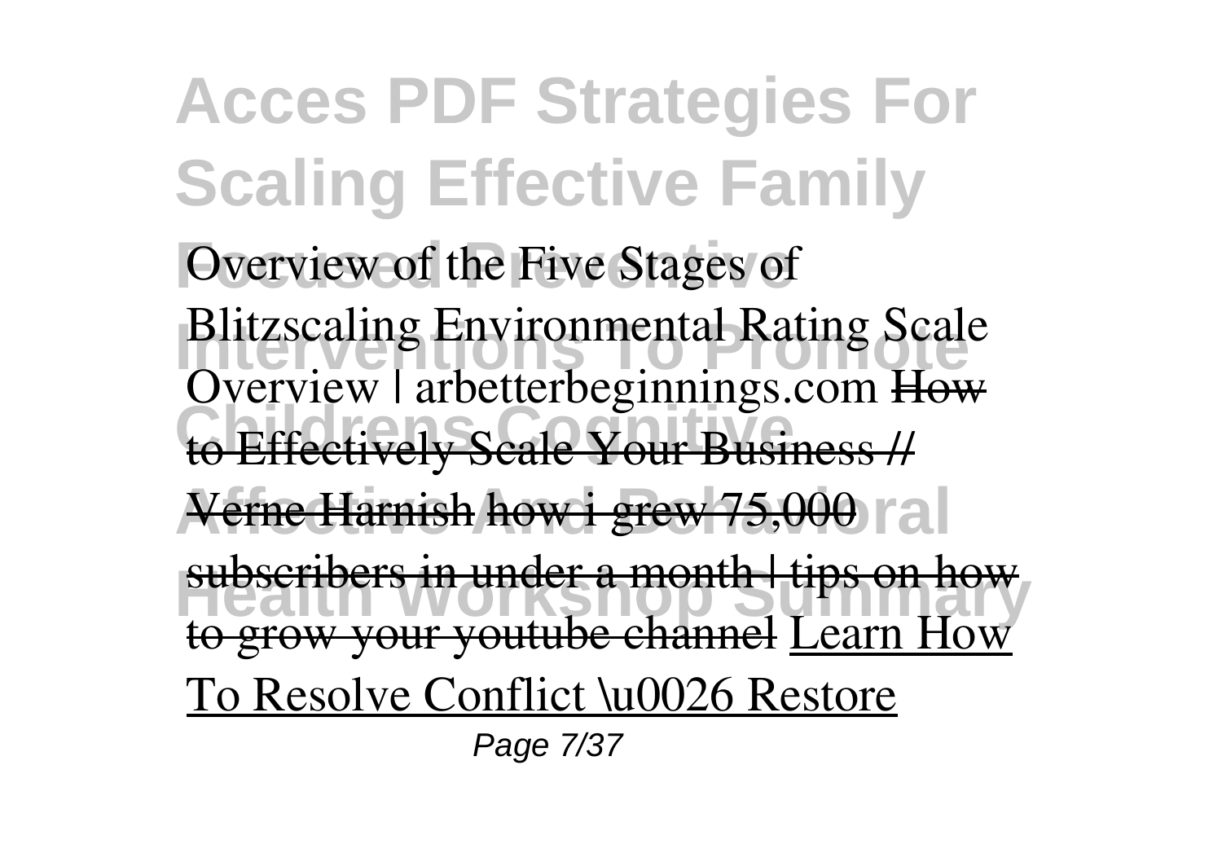Overview of the Five Stages of Blitzscaling Environmental Rating Scale Overview | arbetterbeginnings.com ~~How to Effectively Scale Your Business // Verne Harnish~~ ~~how i grew 75,000 subscribers in under a month | tips on how to grow your youtube channel~~ Learn How To Resolve Conflict \u0026 Restore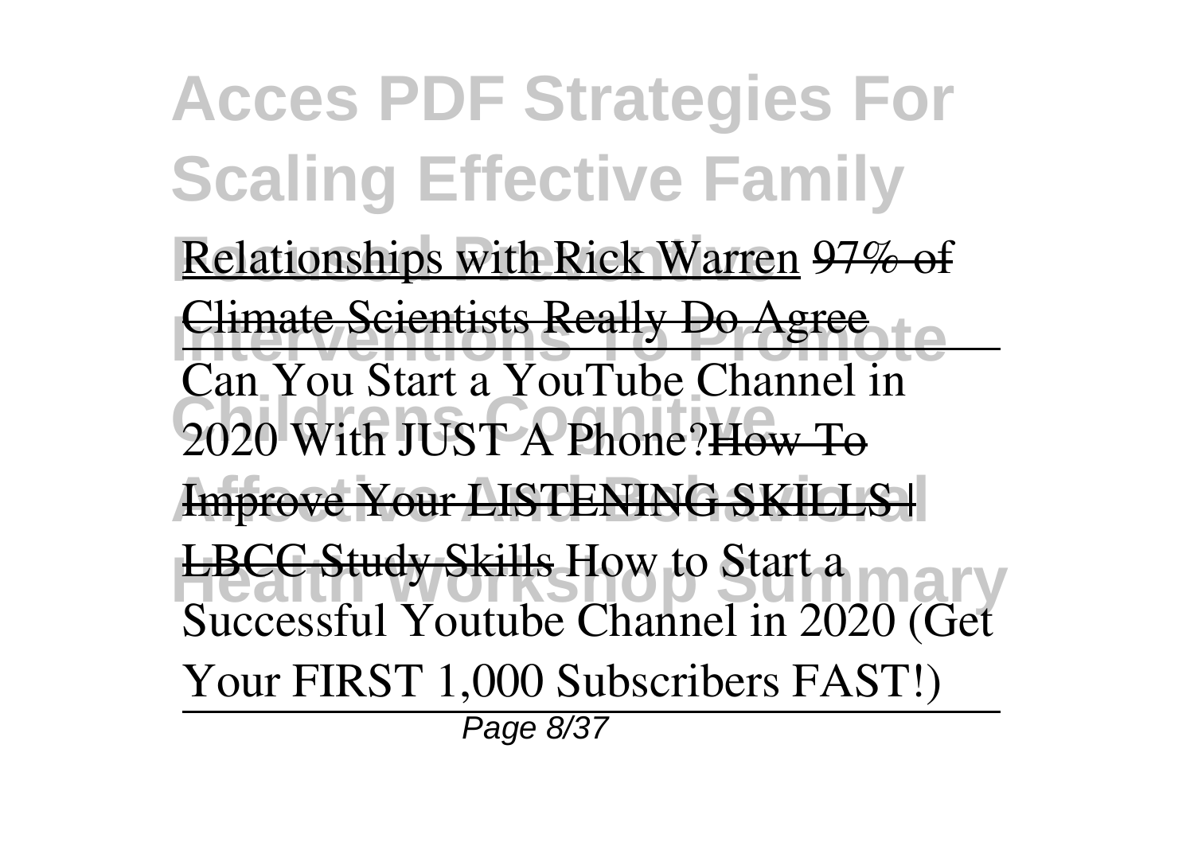Relationships with Rick Warren ~~97% of Climate Scientists Really Do Agree~~

Can You Start a YouTube Channel in 2020 With JUST A Phone?~~How To Improve Your LISTENING SKILLS | LBCC Study Skills~~ How to Start a Successful Youtube Channel in 2020 (Get Your FIRST 1,000 Subscribers FAST!)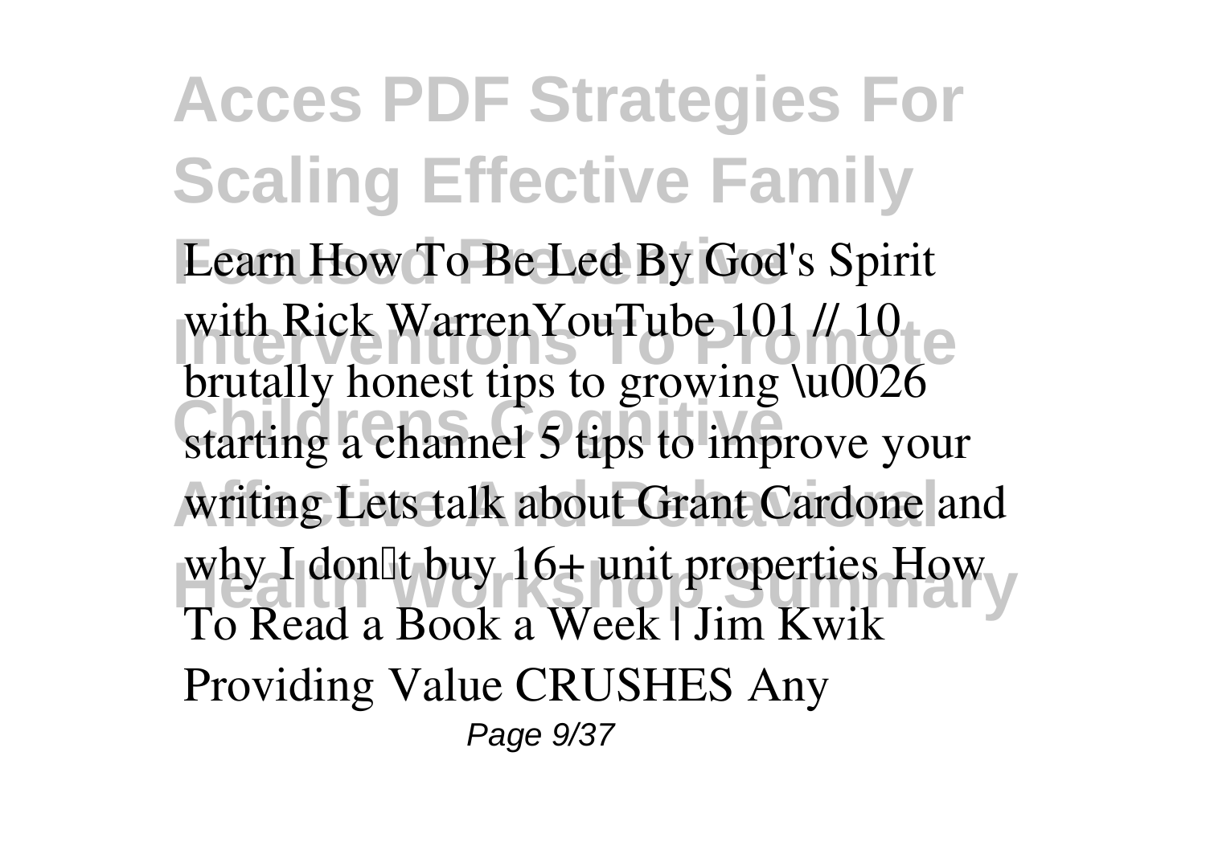Learn How To Be Led By God's Spirit with Rick WarrenYouTube 101 // 10 brutally honest tips to growing \u0026 starting a channel 5 tips to improve your writing Lets talk about Grant Cardone and why I don't buy 16+ unit properties How To Read a Book a Week | Jim Kwik Providing Value CRUSHES Any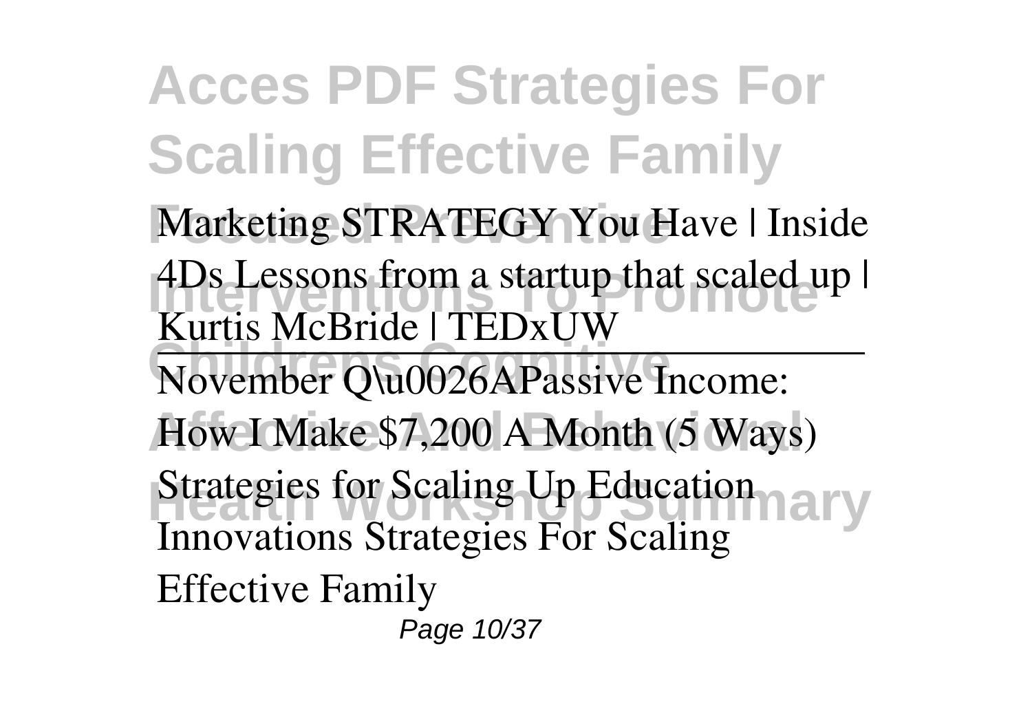Marketing STRATEGY You Have | Inside 4Ds Lessons from a startup that scaled up | Kurtis McBride | TEDxUW

November Q\u0026APassive Income: How I Make $7,200 A Month (5 Ways)

Strategies for Scaling Up Education Innovations Strategies For Scaling Effective Family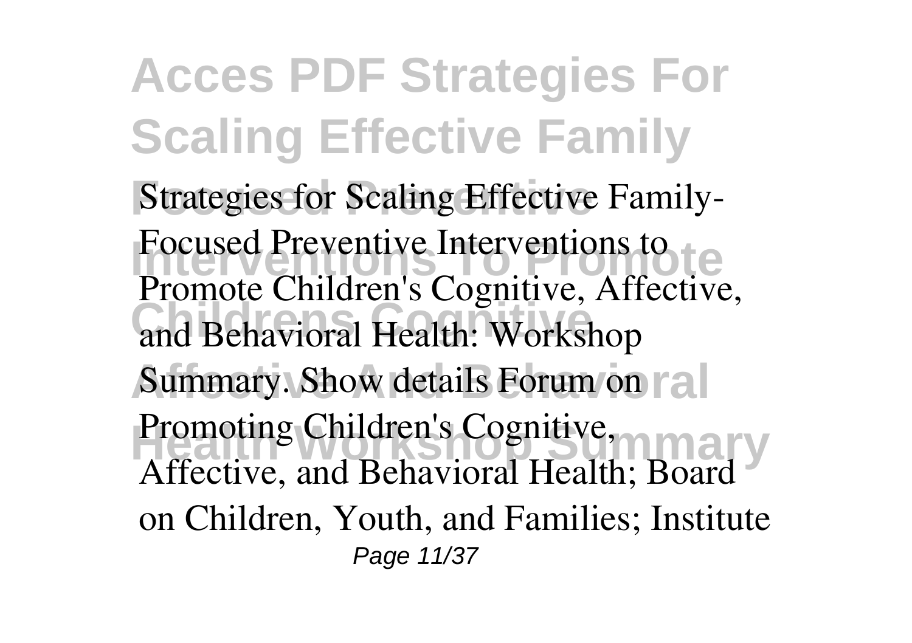Strategies for Scaling Effective Family-Focused Preventive Interventions to Promote Children's Cognitive, Affective, and Behavioral Health: Workshop Summary. Show details Forum on Promoting Children's Cognitive, Affective, and Behavioral Health; Board on Children, Youth, and Families; Institute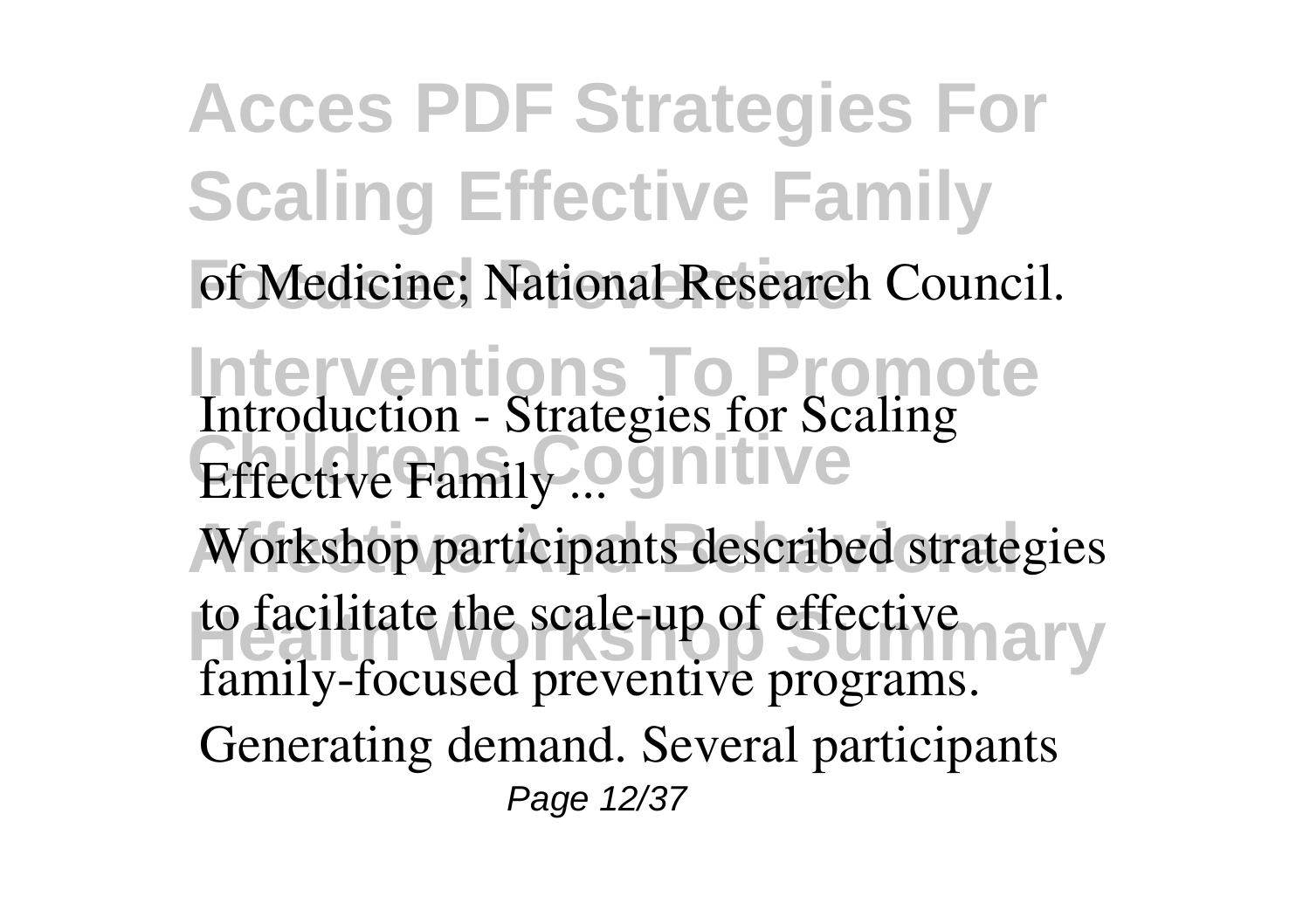of Medicine; National Research Council.

**Introduction - Strategies for Scaling Effective Family ...**

Workshop participants described strategies to facilitate the scale-up of effective family-focused preventive programs. Generating demand. Several participants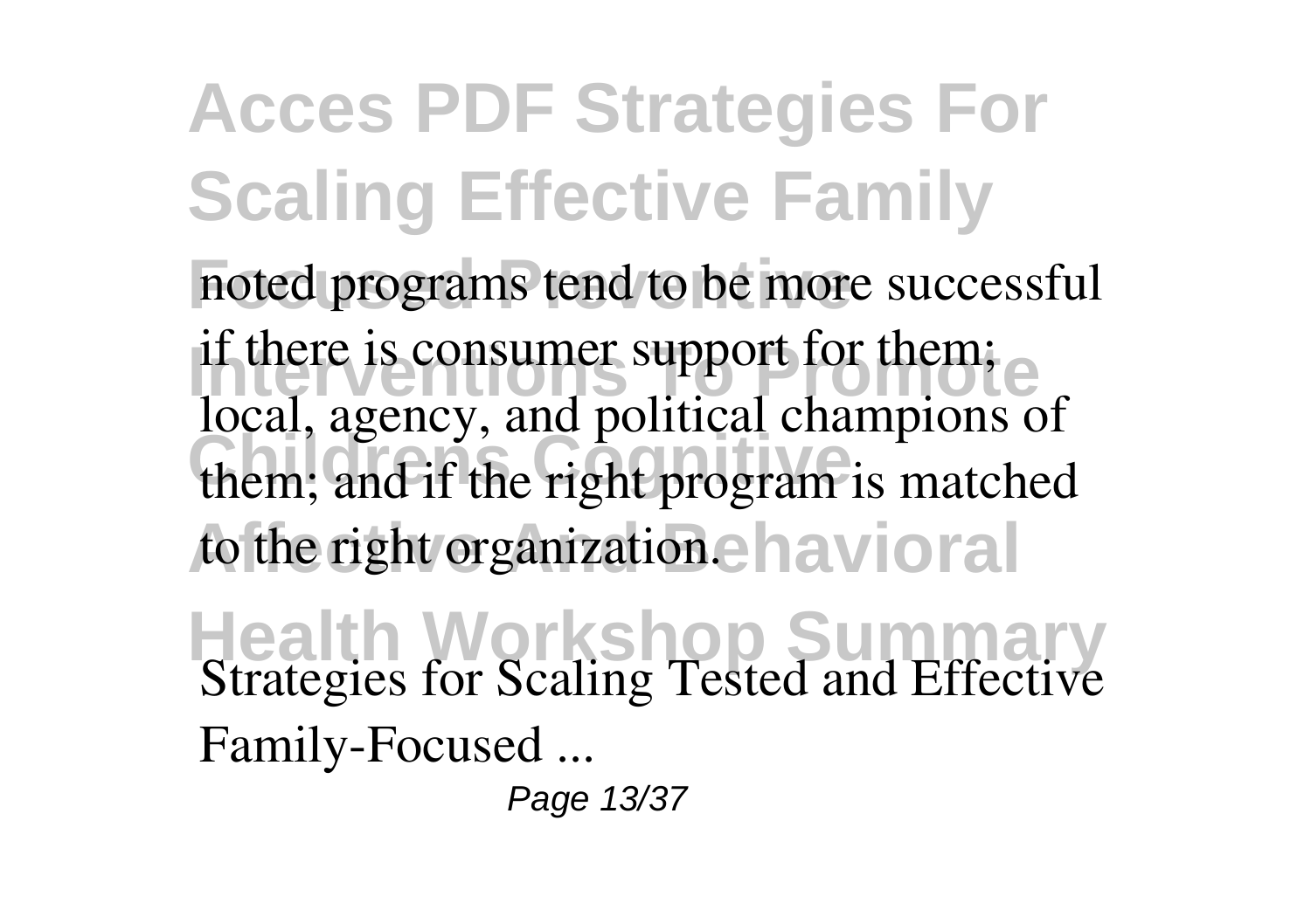noted programs tend to be more successful if there is consumer support for them; local, agency, and political champions of them; and if the right program is matched to the right organization.

Strategies for Scaling Tested and Effective Family-Focused ...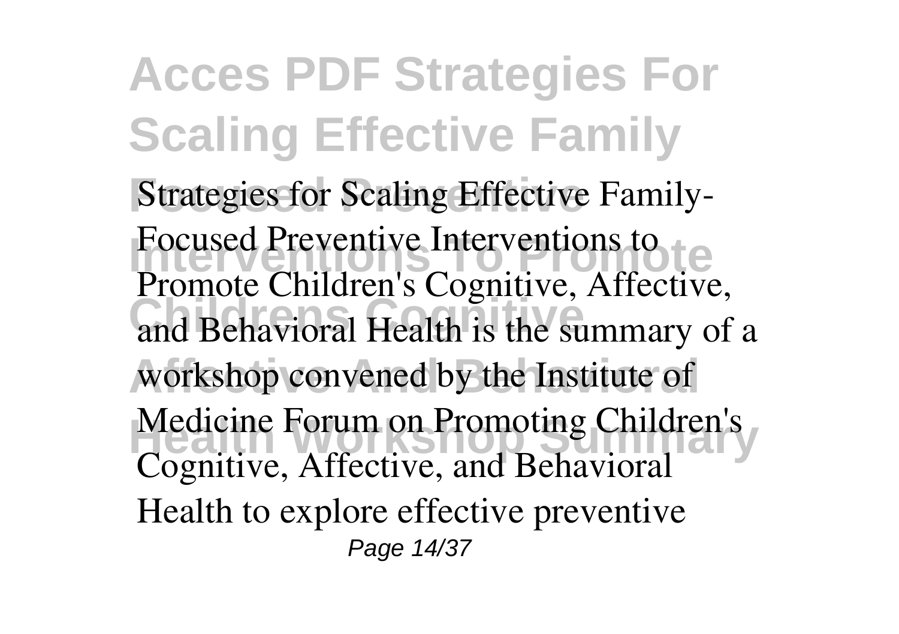Strategies for Scaling Effective Family-Focused Preventive Interventions to Promote Children's Cognitive, Affective, and Behavioral Health is the summary of a workshop convened by the Institute of Medicine Forum on Promoting Children's Cognitive, Affective, and Behavioral Health to explore effective preventive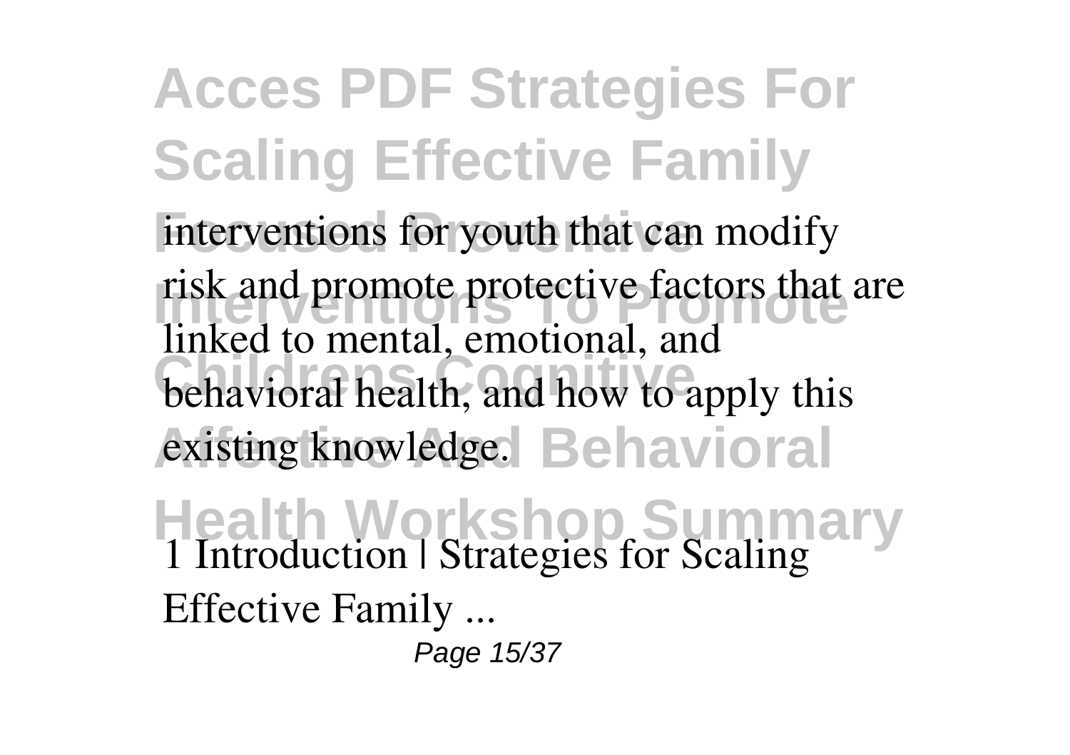interventions for youth that can modify risk and promote protective factors that are linked to mental, emotional, and behavioral health, and how to apply this existing knowledge.

1 Introduction | Strategies for Scaling Effective Family ...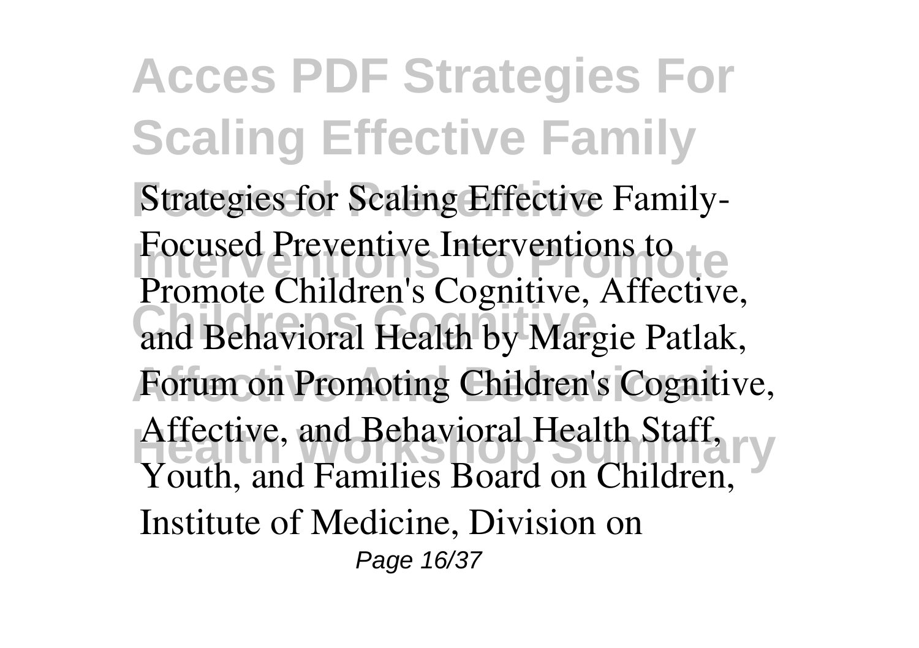Strategies for Scaling Effective Family-Focused Preventive Interventions to Promote Children's Cognitive, Affective, and Behavioral Health by Margie Patlak, Forum on Promoting Children's Cognitive, Affective, and Behavioral Health Staff, Youth, and Families Board on Children, Institute of Medicine, Division on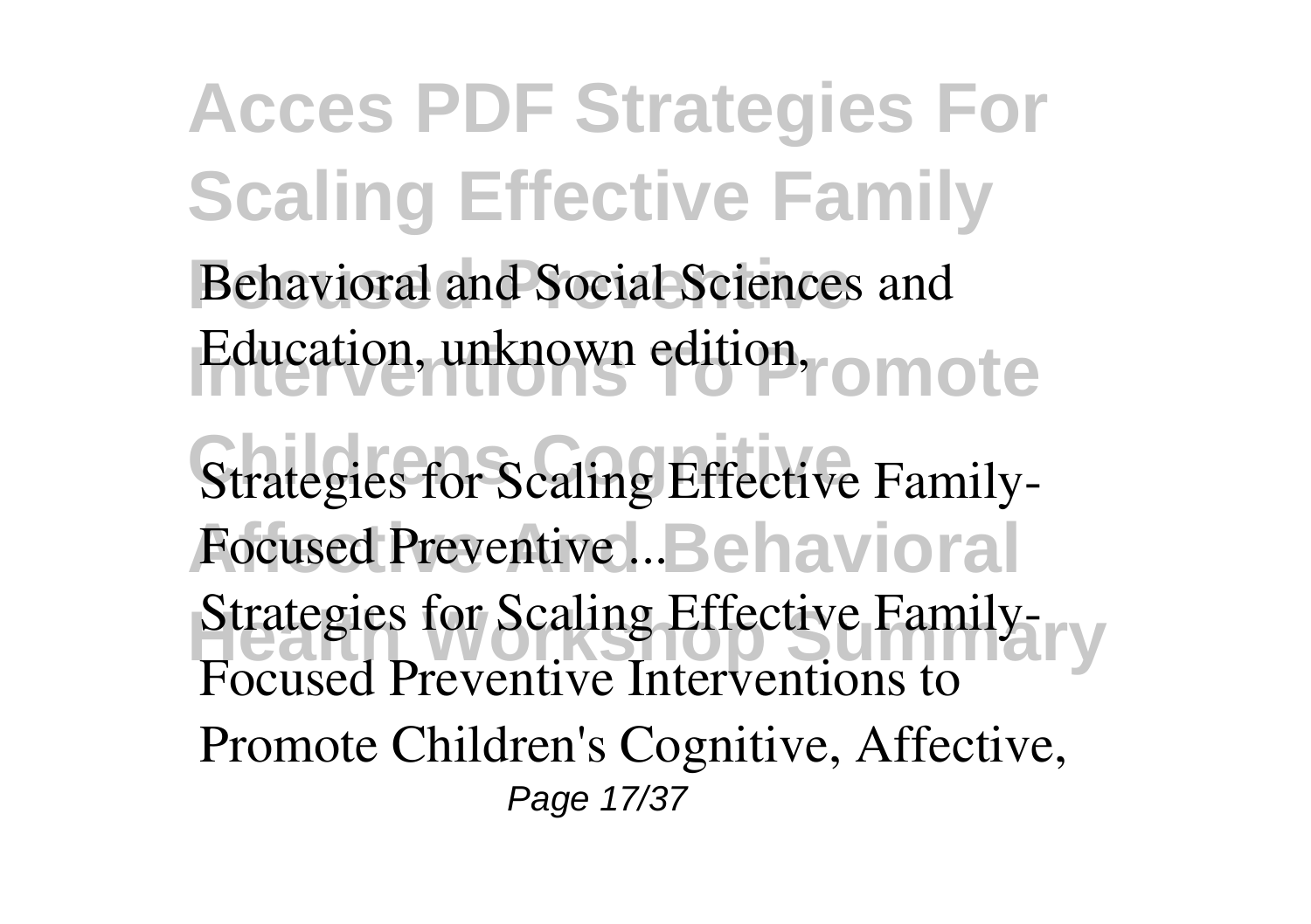Behavioral and Social Sciences and Education, unknown edition,

**Strategies for Scaling Effective Family-Focused Preventive ...**

Strategies for Scaling Effective Family-Focused Preventive Interventions to Promote Children's Cognitive, Affective,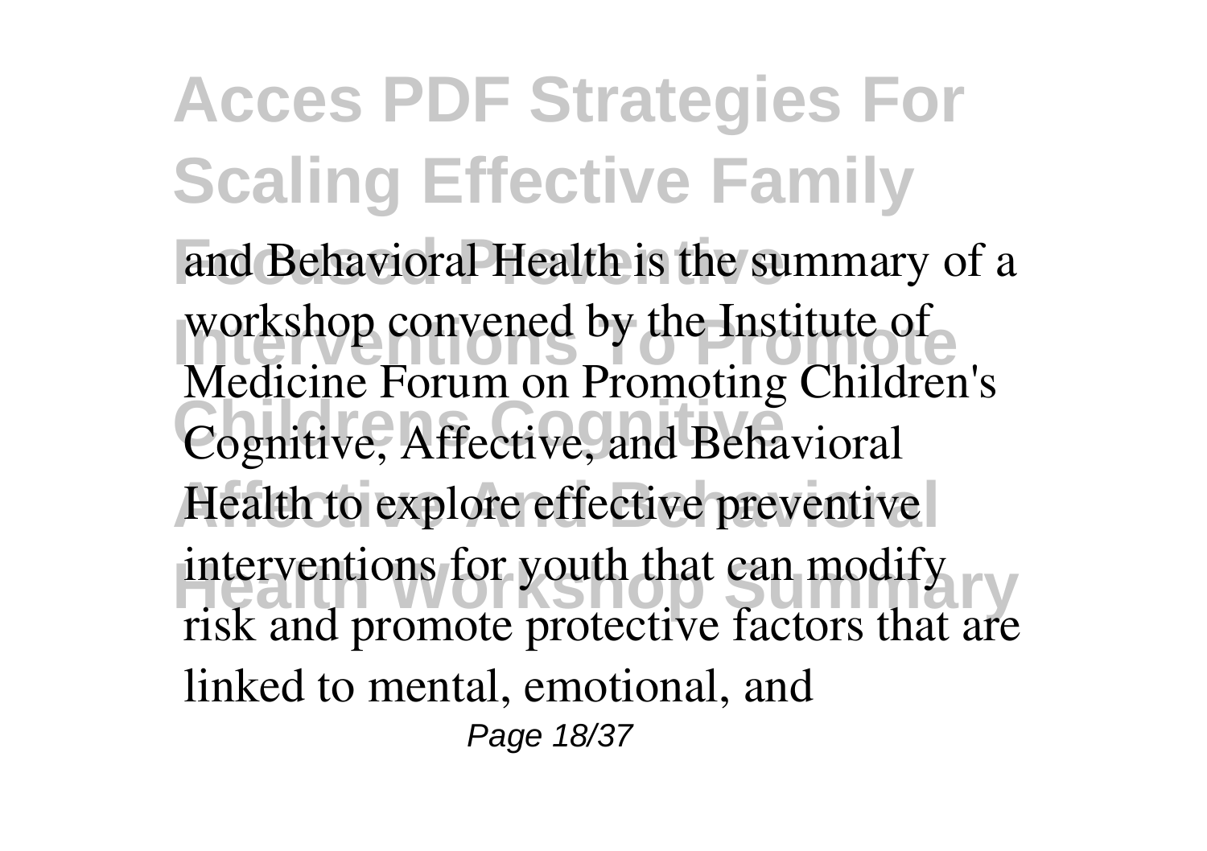and Behavioral Health is the summary of a workshop convened by the Institute of Medicine Forum on Promoting Children's Cognitive, Affective, and Behavioral Health to explore effective preventive interventions for youth that can modify risk and promote protective factors that are linked to mental, emotional, and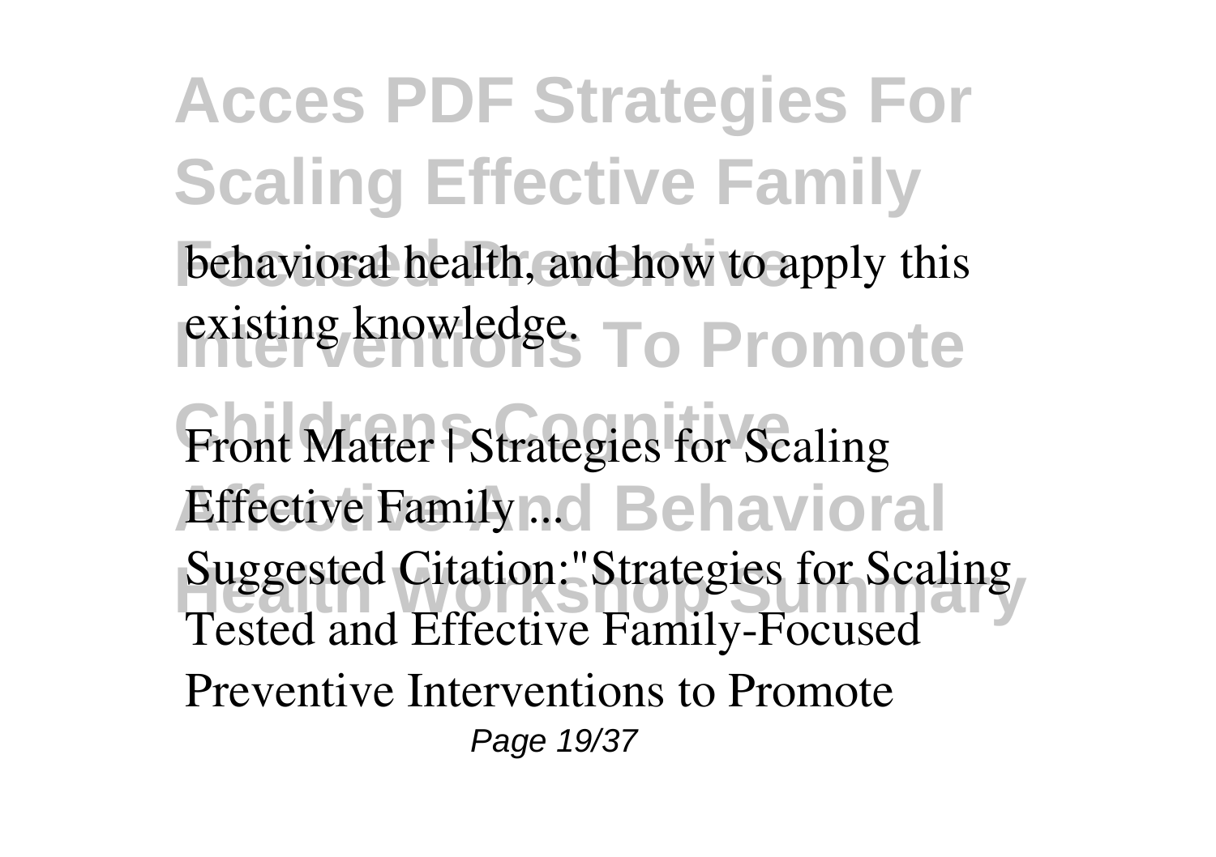behavioral health, and how to apply this existing knowledge.

**Front Matter | Strategies for Scaling Effective Family ...**

Suggested Citation:"Strategies for Scaling Tested and Effective Family-Focused Preventive Interventions to Promote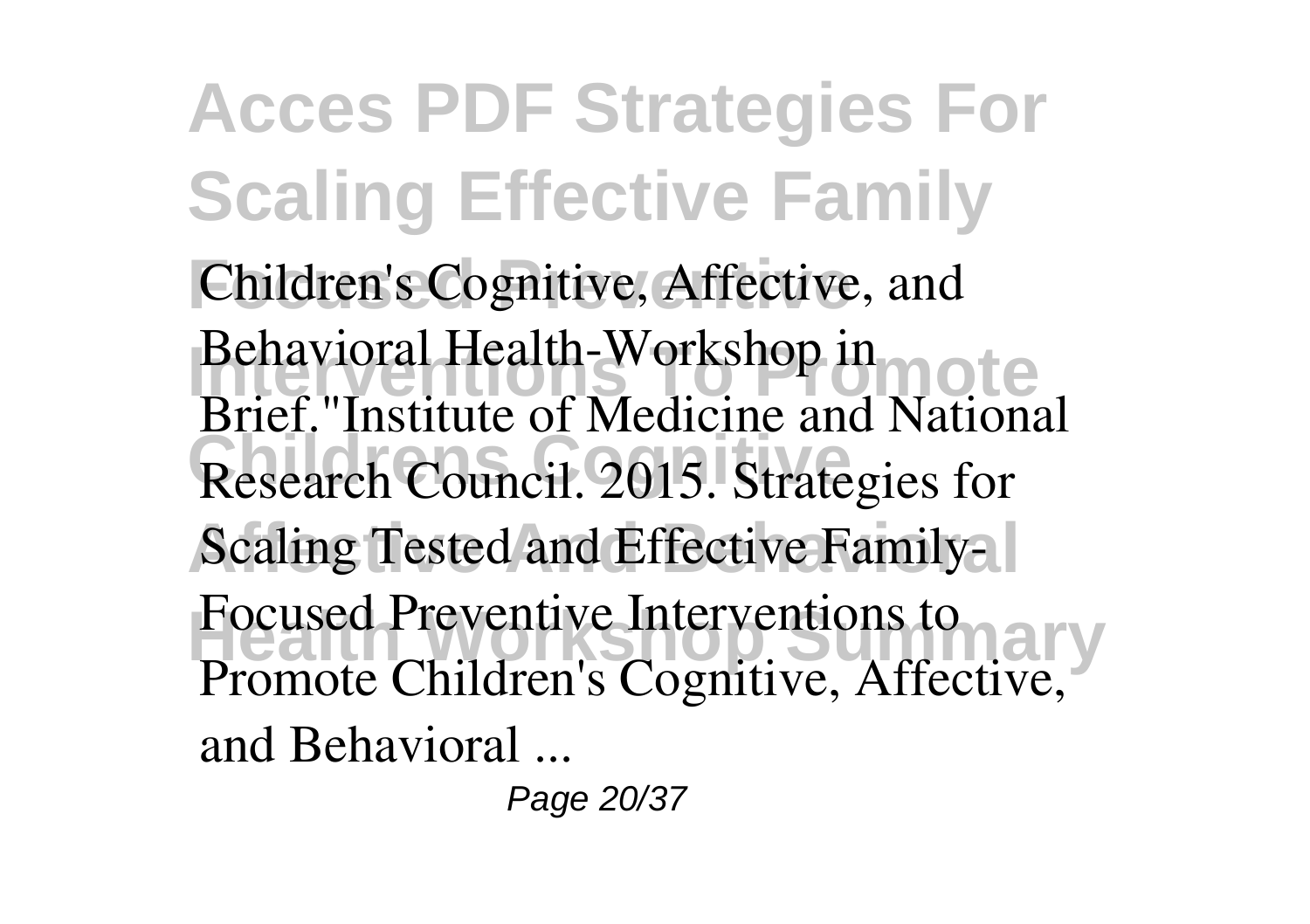Children's Cognitive, Affective, and Behavioral Health-Workshop in Brief."Institute of Medicine and National Research Council. 2015. Strategies for Scaling Tested and Effective Family-Focused Preventive Interventions to Promote Children's Cognitive, Affective, and Behavioral ...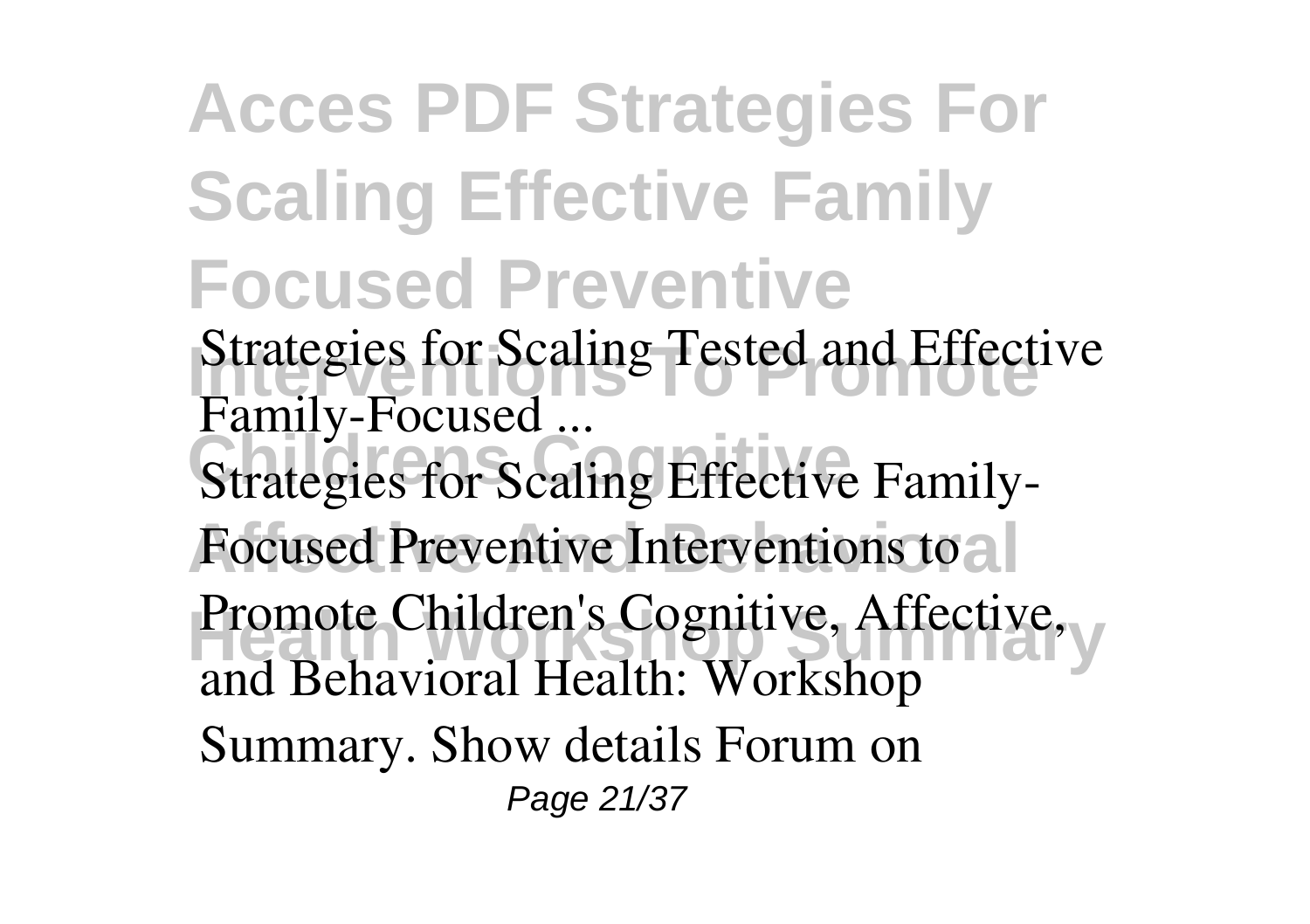**Strategies for Scaling Tested and Effective Family-Focused ...**

Strategies for Scaling Effective Family-Focused Preventive Interventions to Promote Children's Cognitive, Affective, and Behavioral Health: Workshop Summary. Show details Forum on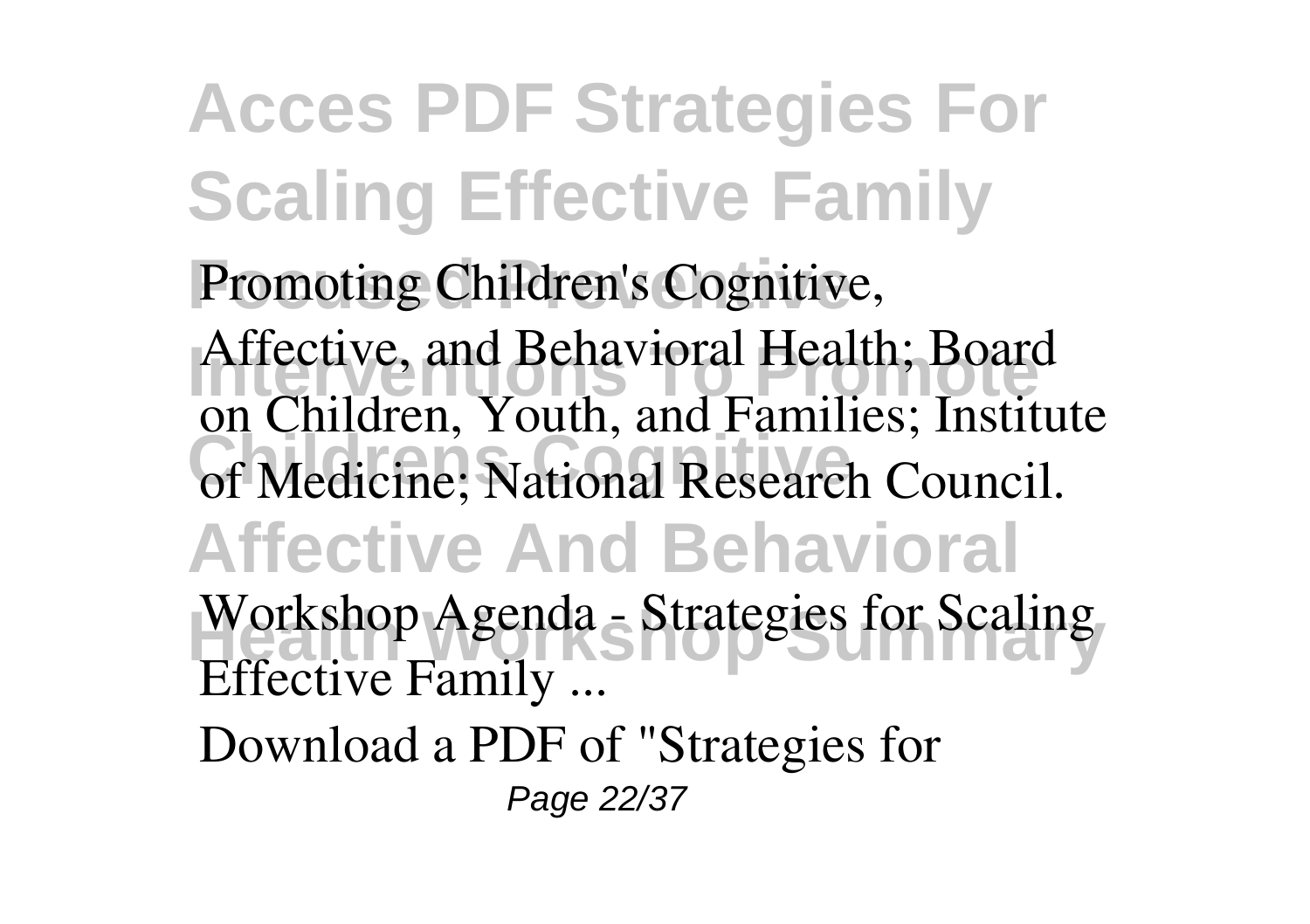Promoting Children's Cognitive, Affective, and Behavioral Health; Board on Children, Youth, and Families; Institute of Medicine; National Research Council.

**Workshop Agenda - Strategies for Scaling Effective Family ...**

Download a PDF of "Strategies for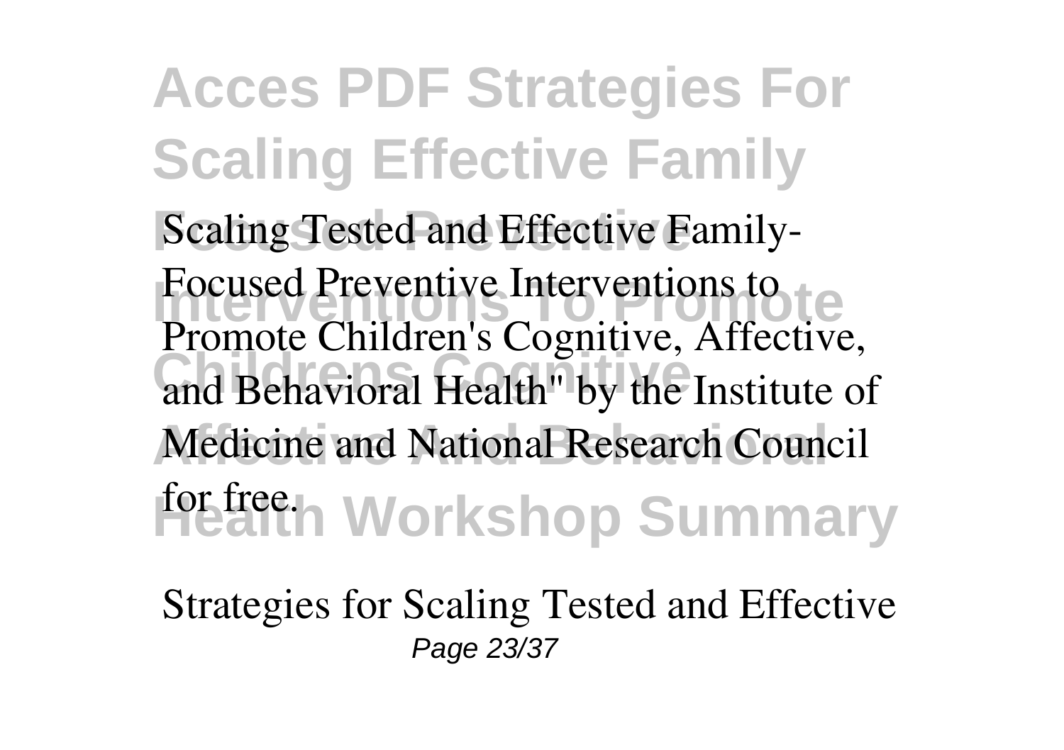Scaling Tested and Effective Family-Focused Preventive Interventions to Promote Children's Cognitive, Affective, and Behavioral Health" by the Institute of Medicine and National Research Council for free.

Strategies for Scaling Tested and Effective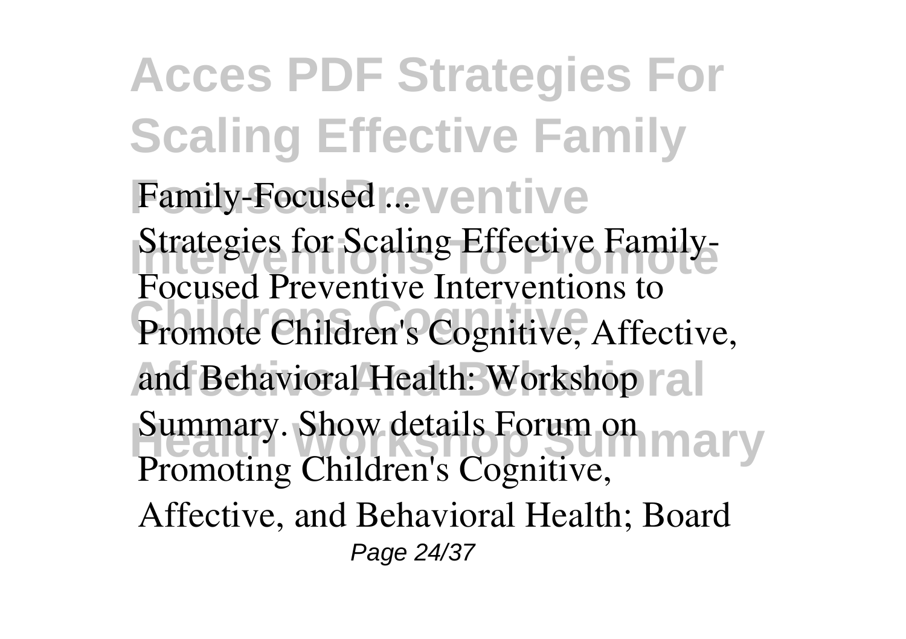Family-Focused ...

Strategies for Scaling Effective Family-Focused Preventive Interventions to Promote Children's Cognitive, Affective, and Behavioral Health: Workshop Summary. Show details Forum on Promoting Children's Cognitive, Affective, and Behavioral Health; Board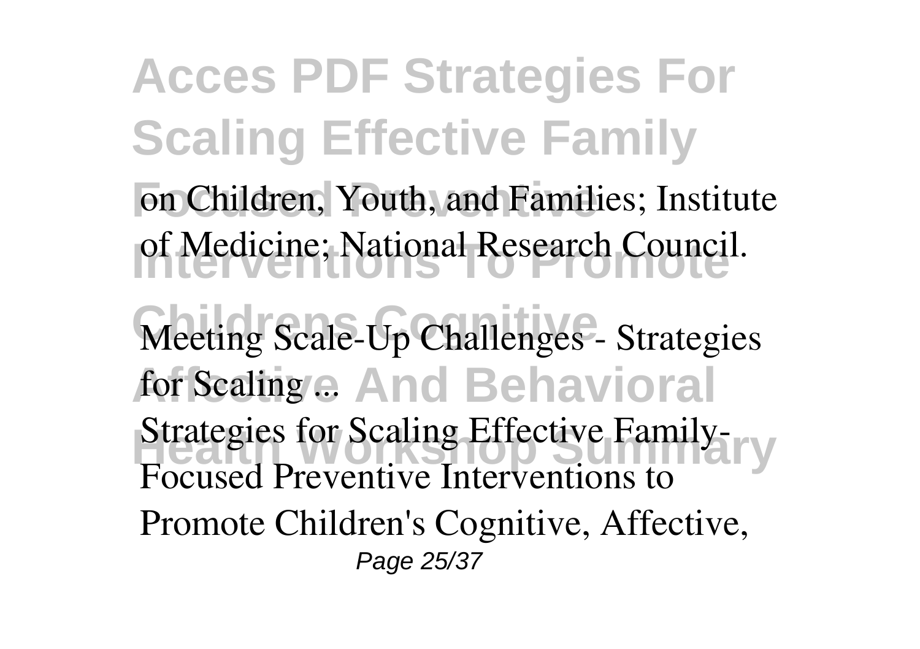on Children, Youth, and Families; Institute of Medicine; National Research Council.

**Meeting Scale-Up Challenges - Strategies for Scaling ...**

Strategies for Scaling Effective Family-Focused Preventive Interventions to Promote Children's Cognitive, Affective,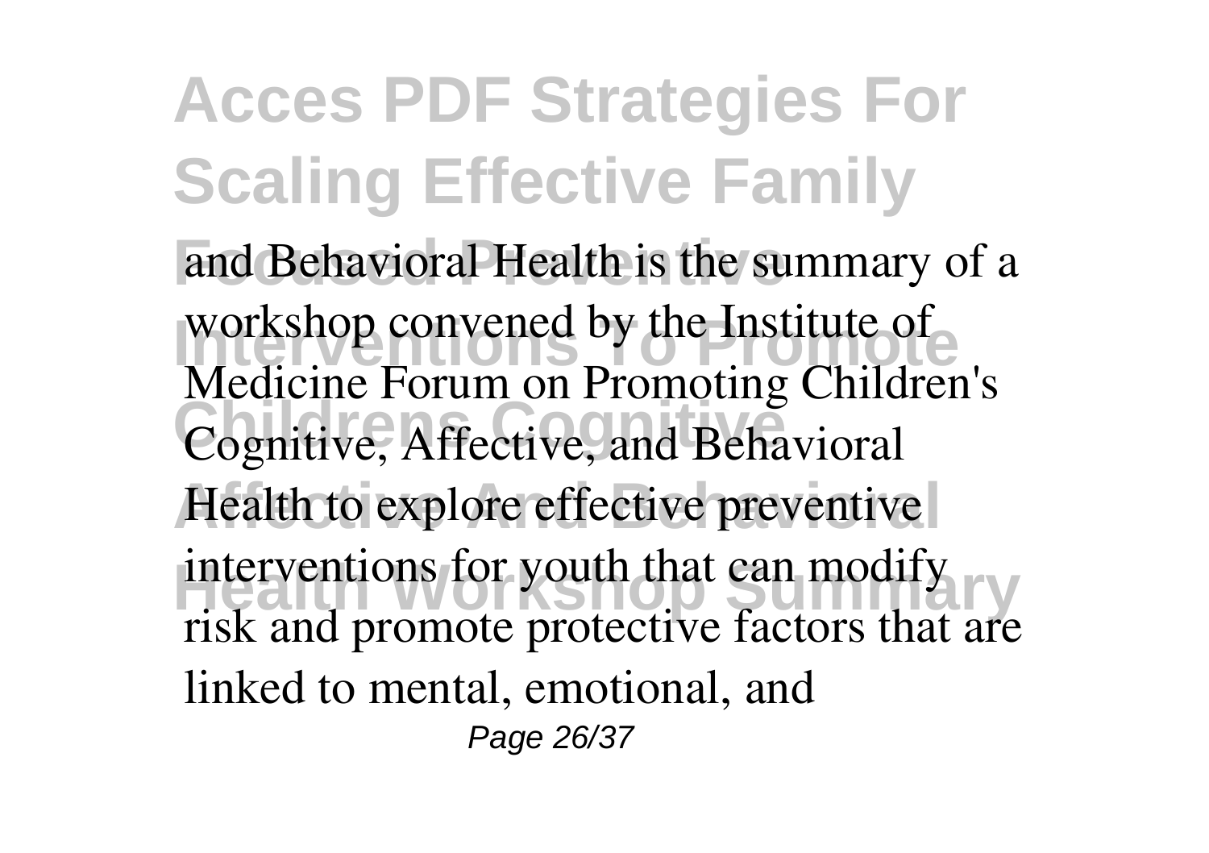and Behavioral Health is the summary of a workshop convened by the Institute of Medicine Forum on Promoting Children's Cognitive, Affective, and Behavioral Health to explore effective preventive interventions for youth that can modify risk and promote protective factors that are linked to mental, emotional, and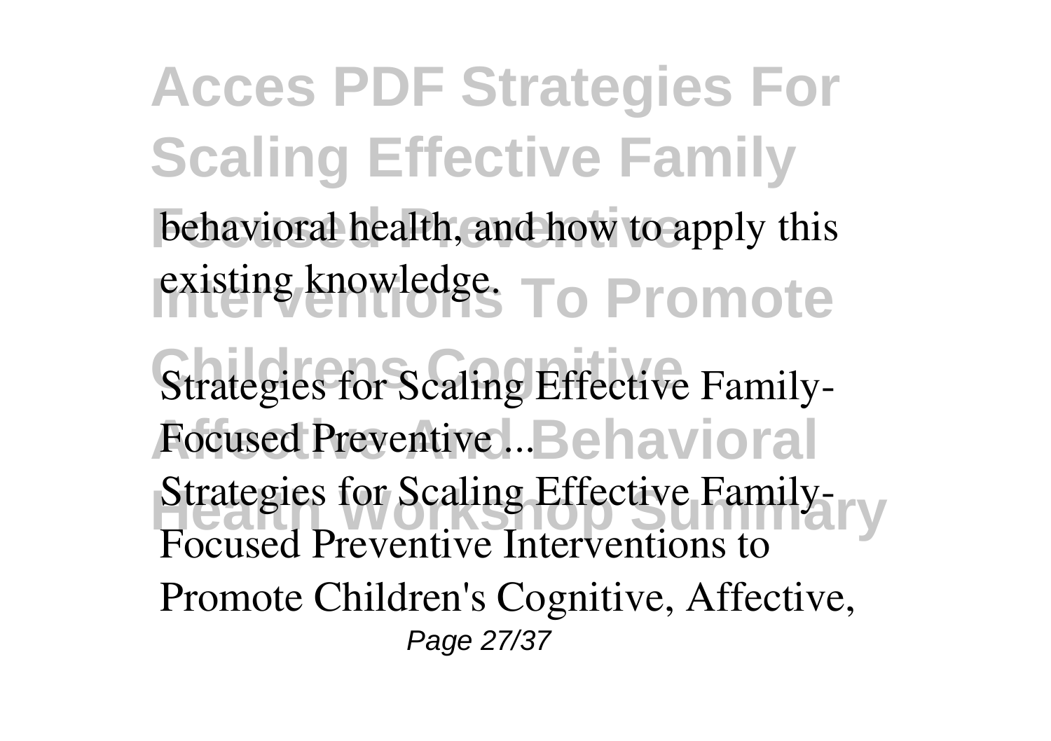behavioral health, and how to apply this existing knowledge.

Strategies for Scaling Effective Family-Focused Preventive ...

Strategies for Scaling Effective Family-Focused Preventive Interventions to Promote Children's Cognitive, Affective,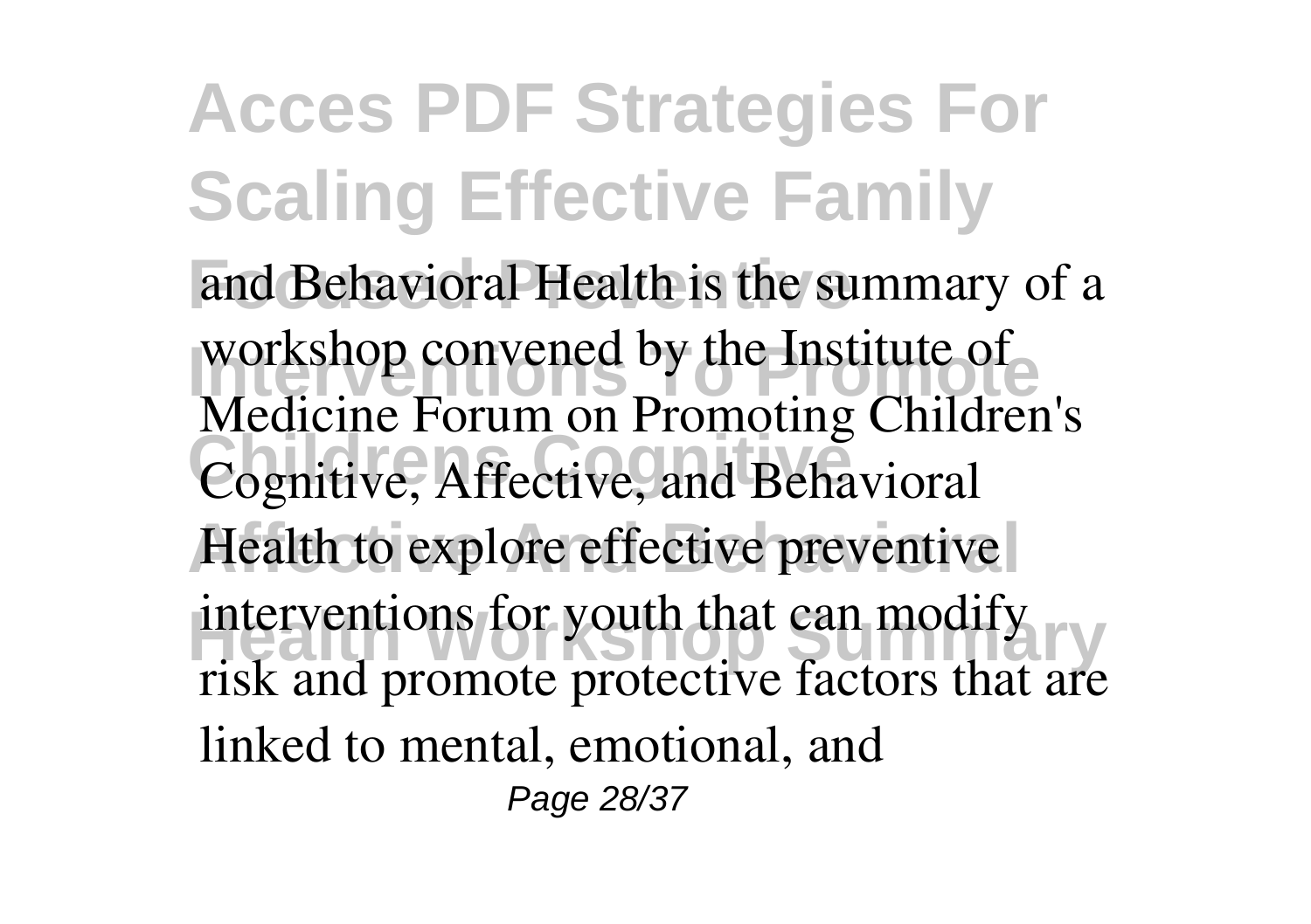and Behavioral Health is the summary of a workshop convened by the Institute of Medicine Forum on Promoting Children's Cognitive, Affective, and Behavioral Health to explore effective preventive interventions for youth that can modify risk and promote protective factors that are linked to mental, emotional, and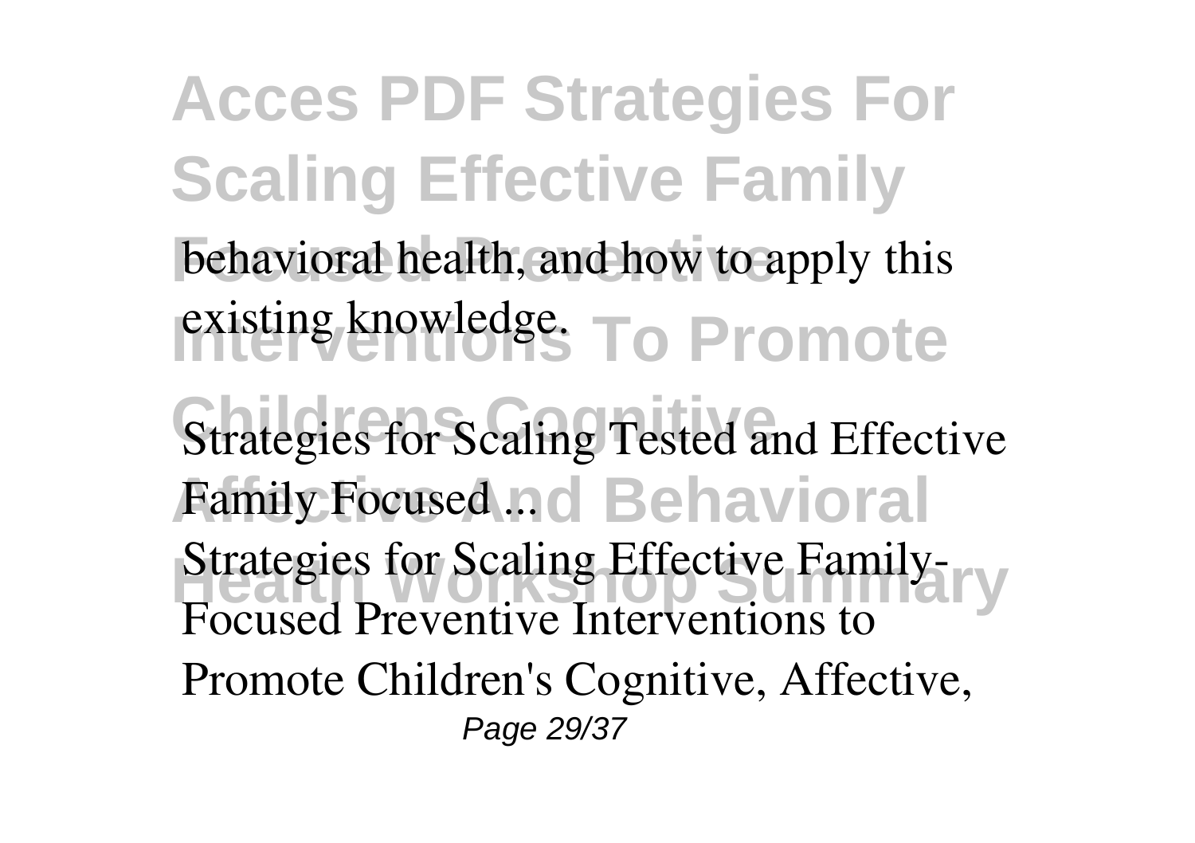behavioral health, and how to apply this existing knowledge.

**Strategies for Scaling Tested and Effective Family Focused ...**

Strategies for Scaling Effective Family-Focused Preventive Interventions to Promote Children's Cognitive, Affective,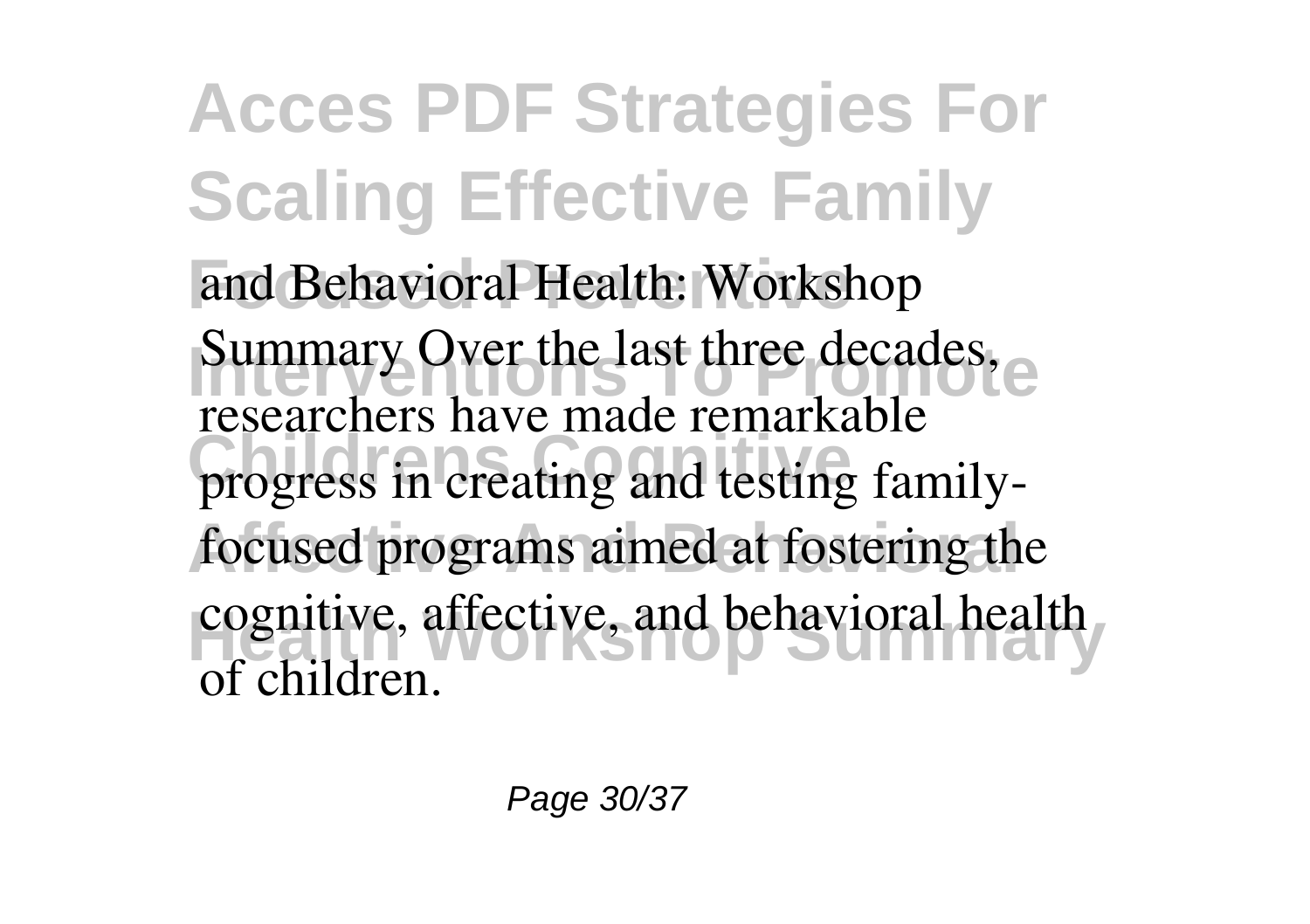and Behavioral Health: Workshop Summary Over the last three decades, researchers have made remarkable progress in creating and testing family-focused programs aimed at fostering the cognitive, affective, and behavioral health of children.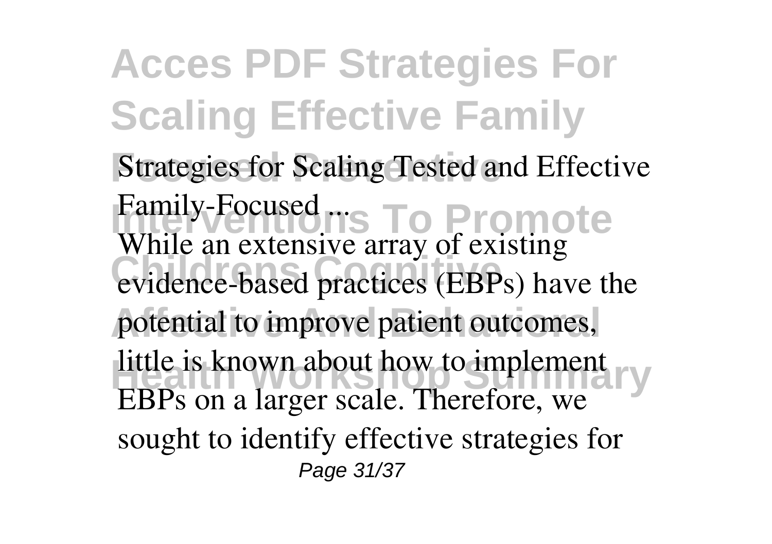**Strategies for Scaling Tested and Effective Family-Focused ...**

While an extensive array of existing evidence-based practices (EBPs) have the potential to improve patient outcomes, little is known about how to implement EBPs on a larger scale. Therefore, we sought to identify effective strategies for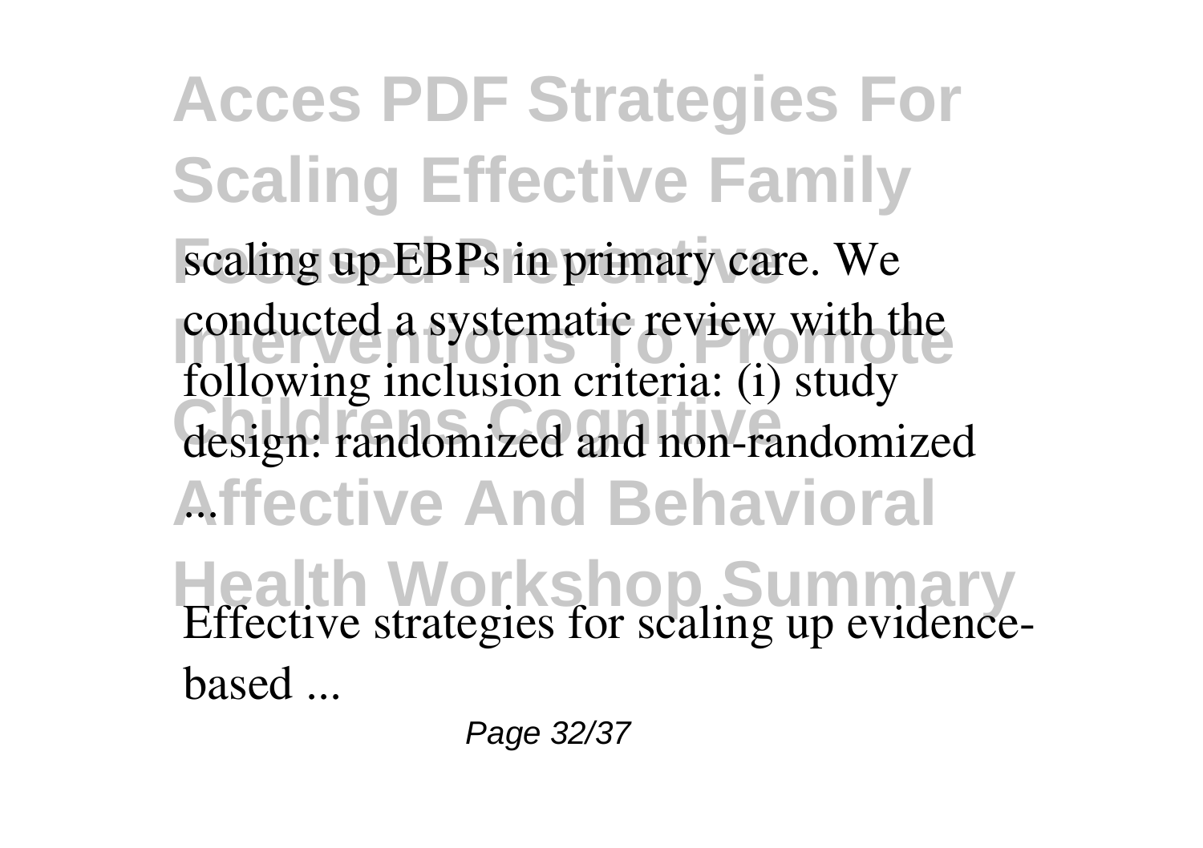scaling up EBPs in primary care. We conducted a systematic review with the following inclusion criteria: (i) study design: randomized and non-randomized ...

Effective strategies for scaling up evidence-based ...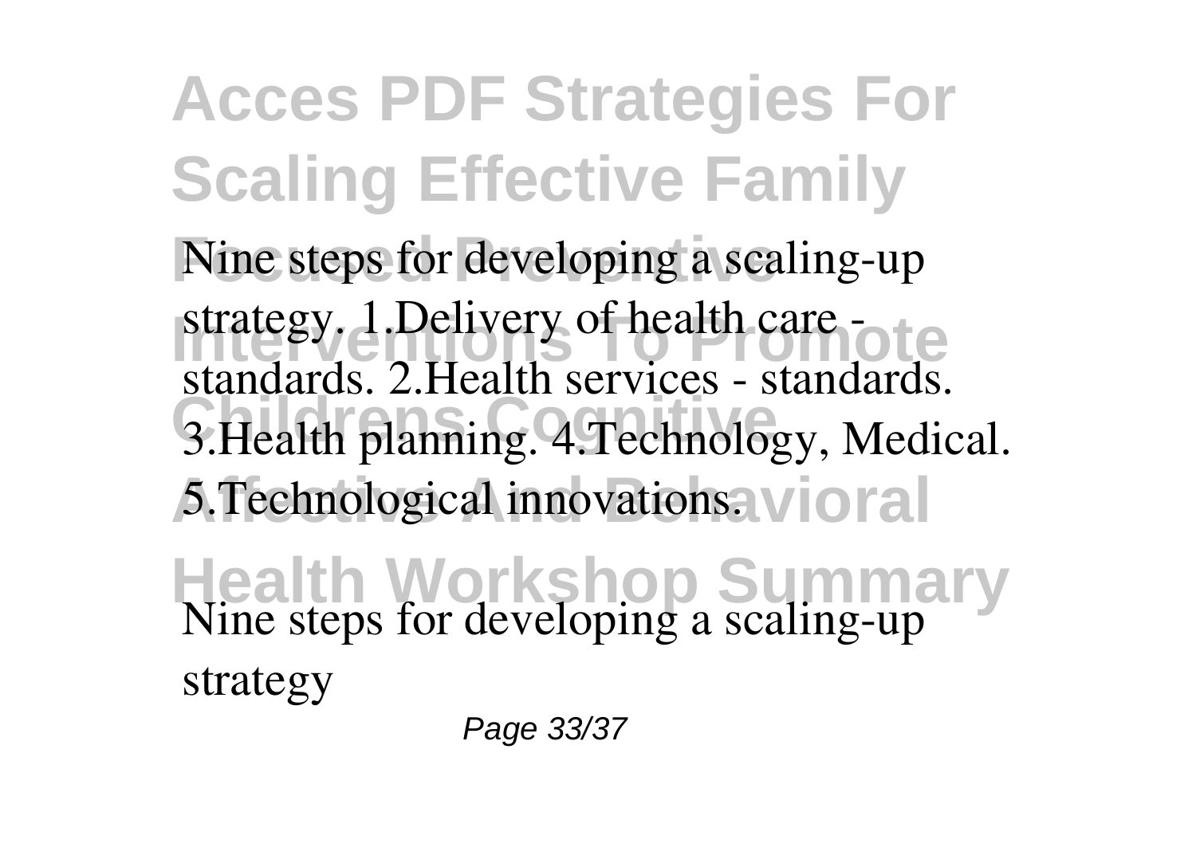Nine steps for developing a scaling-up strategy. 1.Delivery of health care - standards. 2.Health services - standards. 3.Health planning. 4.Technology, Medical. 5.Technological innovations.

Nine steps for developing a scaling-up strategy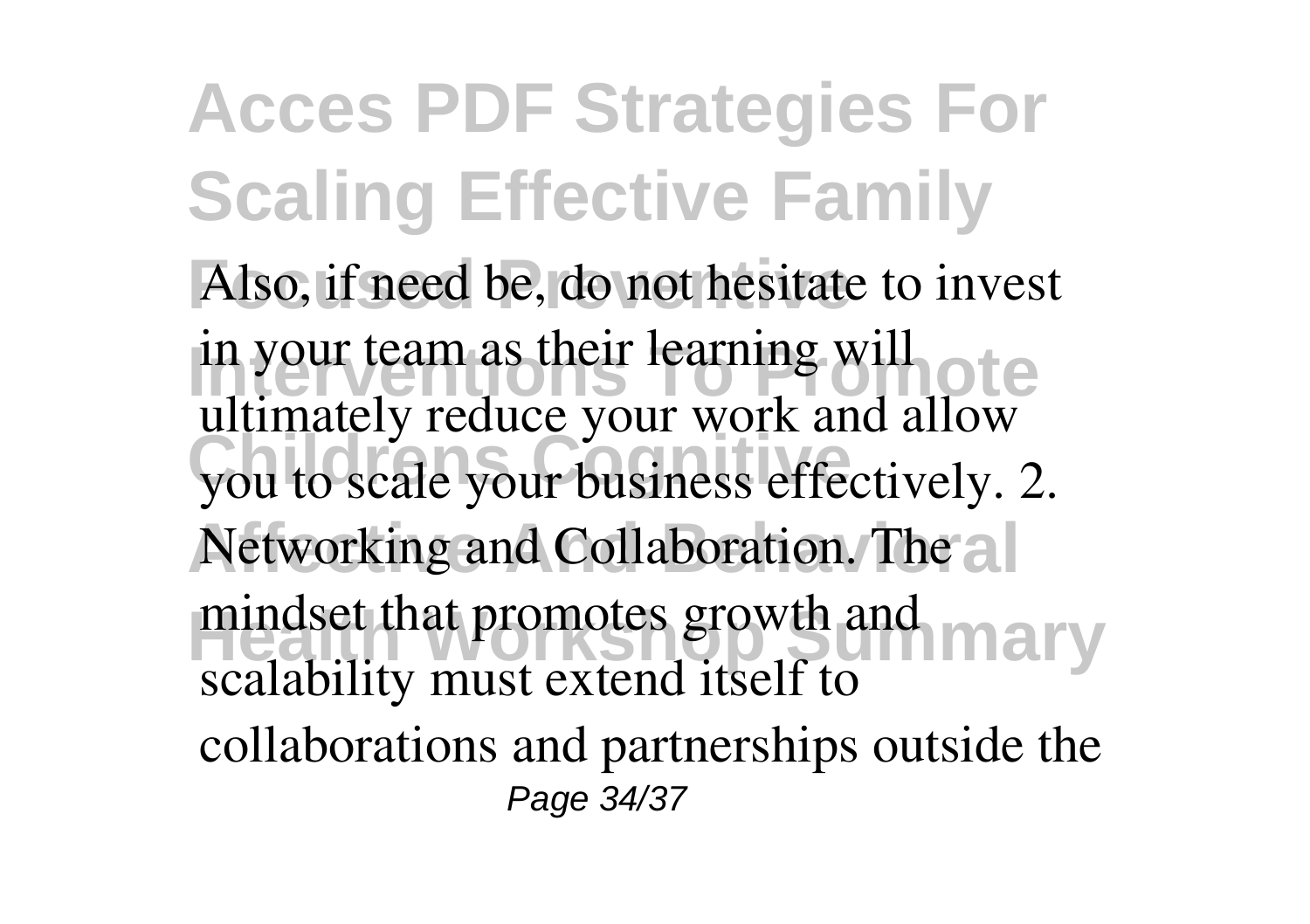Also, if need be, do not hesitate to invest in your team as their learning will ultimately reduce your work and allow you to scale your business effectively. 2. Networking and Collaboration. The mindset that promotes growth and scalability must extend itself to collaborations and partnerships outside the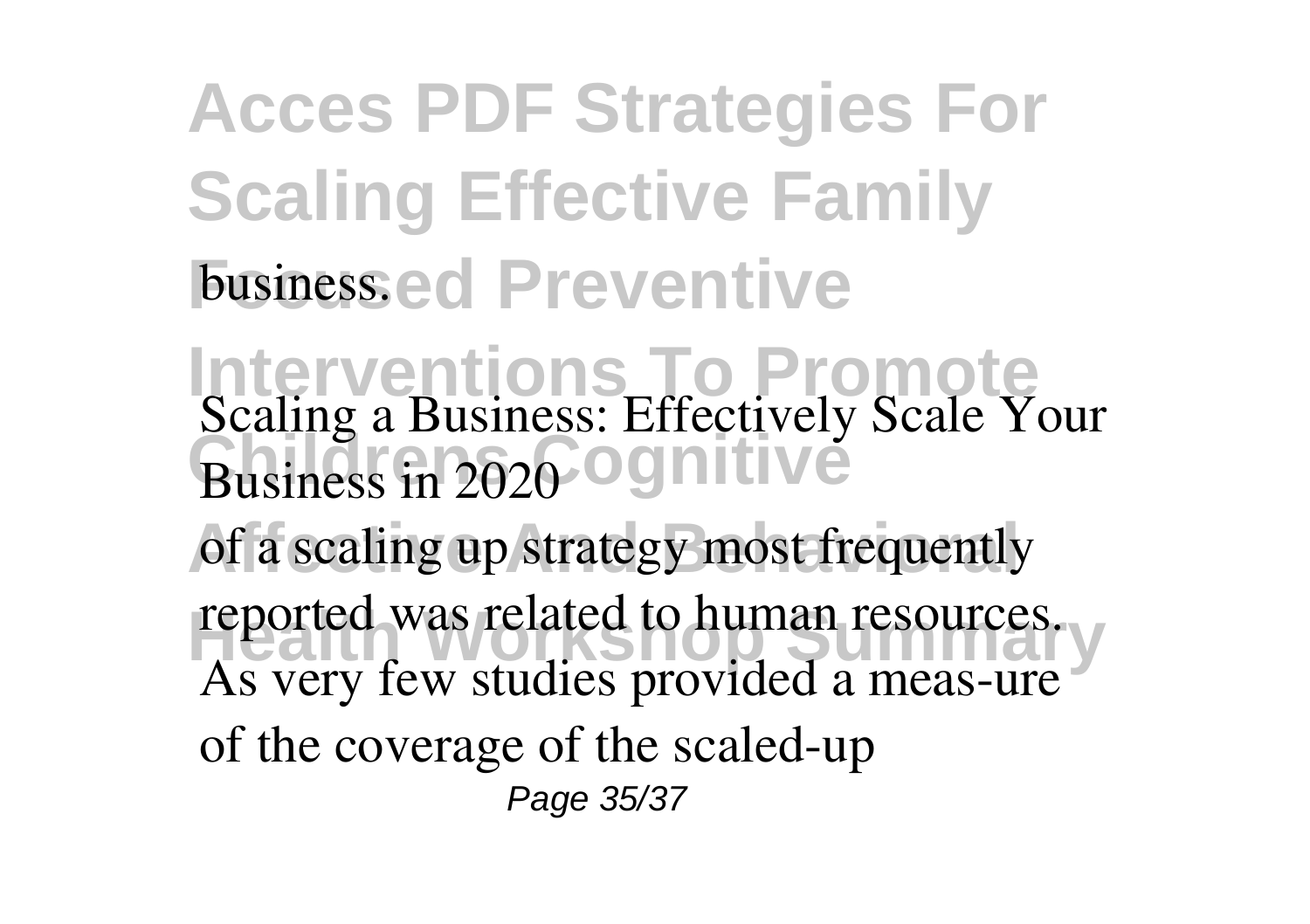business.

Scaling a Business: Effectively Scale Your Business in 2020

of a scaling up strategy most frequently reported was related to human resources. As very few studies provided a meas-ure of the coverage of the scaled-up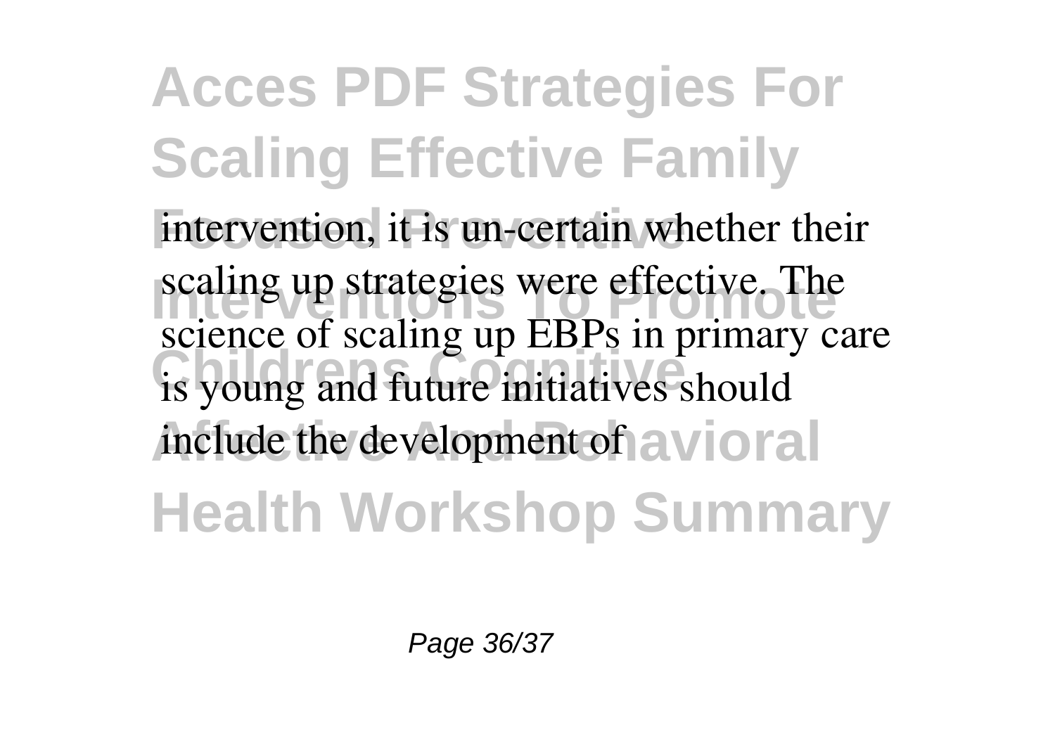intervention, it is un-certain whether their scaling up strategies were effective. The science of scaling up EBPs in primary care is young and future initiatives should include the development of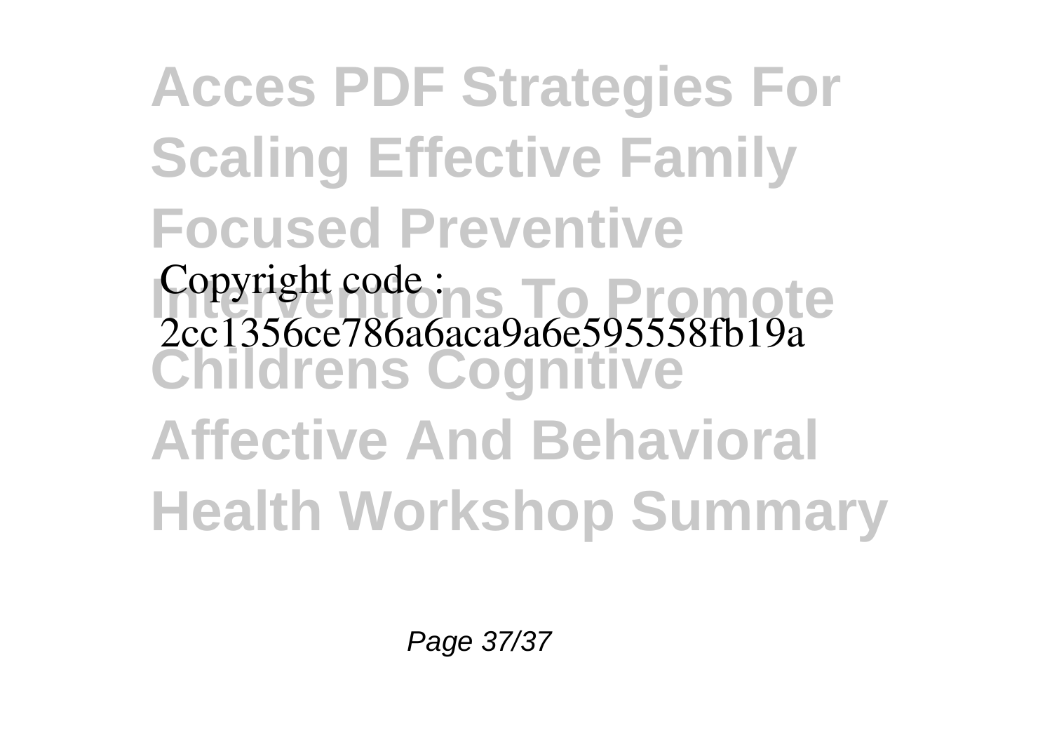Copyright code : 2cc1356ce786a6aca9a6e595558fb19a